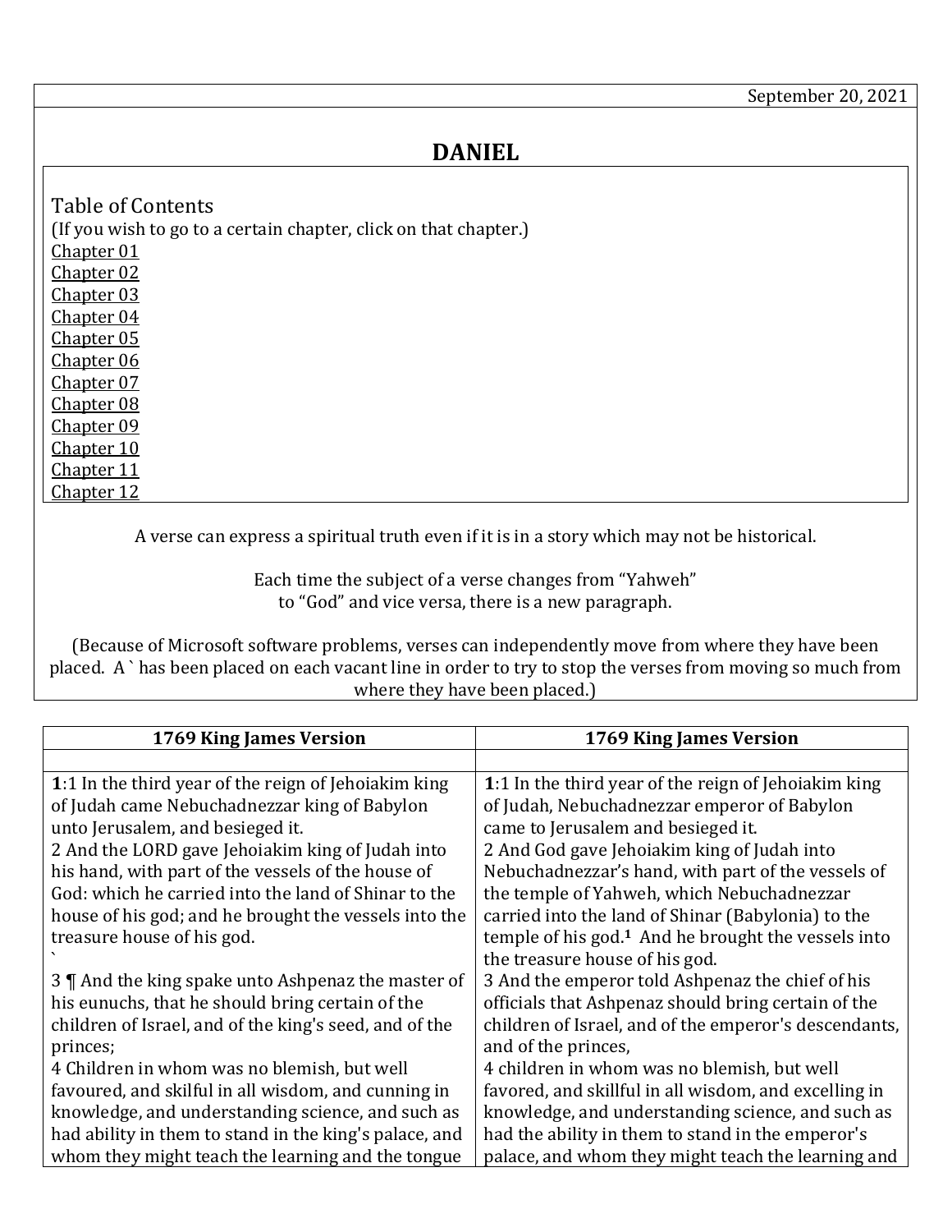September 20, 2021

# DANIEL

Table of Contents
(If you wish to go to a certain chapter, click on that chapter.)
Chapter 01
Chapter 02
Chapter 03
Chapter 04
Chapter 05
Chapter 06
Chapter 07
Chapter 08
Chapter 09
Chapter 10
Chapter 11
Chapter 12

A verse can express a spiritual truth even if it is in a story which may not be historical.

Each time the subject of a verse changes from "Yahweh" to "God" and vice versa, there is a new paragraph.

(Because of Microsoft software problems, verses can independently move from where they have been placed. A ` has been placed on each vacant line in order to try to stop the verses from moving so much from where they have been placed.)

| 1769 King James Version | 1769 King James Version |
|---|---|
| | |
| **1**:1 In the third year of the reign of Jehoiakim king of Judah came Nebuchadnezzar king of Babylon unto Jerusalem, and besieged it.<br>2 And the LORD gave Jehoiakim king of Judah into his hand, with part of the vessels of the house of God: which he carried into the land of Shinar to the house of his god; and he brought the vessels into the treasure house of his god.<br>`<br>3 ¶ And the king spake unto Ashpenaz the master of his eunuchs, that he should bring certain of the children of Israel, and of the king's seed, and of the princes;<br>4 Children in whom was no blemish, but well favoured, and skilful in all wisdom, and cunning in knowledge, and understanding science, and such as had ability in them to stand in the king's palace, and whom they might teach the learning and the tongue | **1**:1 In the third year of the reign of Jehoiakim king of Judah, Nebuchadnezzar emperor of Babylon came to Jerusalem and besieged it.<br>2 And God gave Jehoiakim king of Judah into Nebuchadnezzar's hand, with part of the vessels of the temple of Yahweh, which Nebuchadnezzar carried into the land of Shinar (Babylonia) to the temple of his god.[1] And he brought the vessels into the treasure house of his god.<br>3 And the emperor told Ashpenaz the chief of his officials that Ashpenaz should bring certain of the children of Israel, and of the emperor's descendants, and of the princes,<br>4 children in whom was no blemish, but well favored, and skillful in all wisdom, and excelling in knowledge, and understanding science, and such as had the ability in them to stand in the emperor's palace, and whom they might teach the learning and |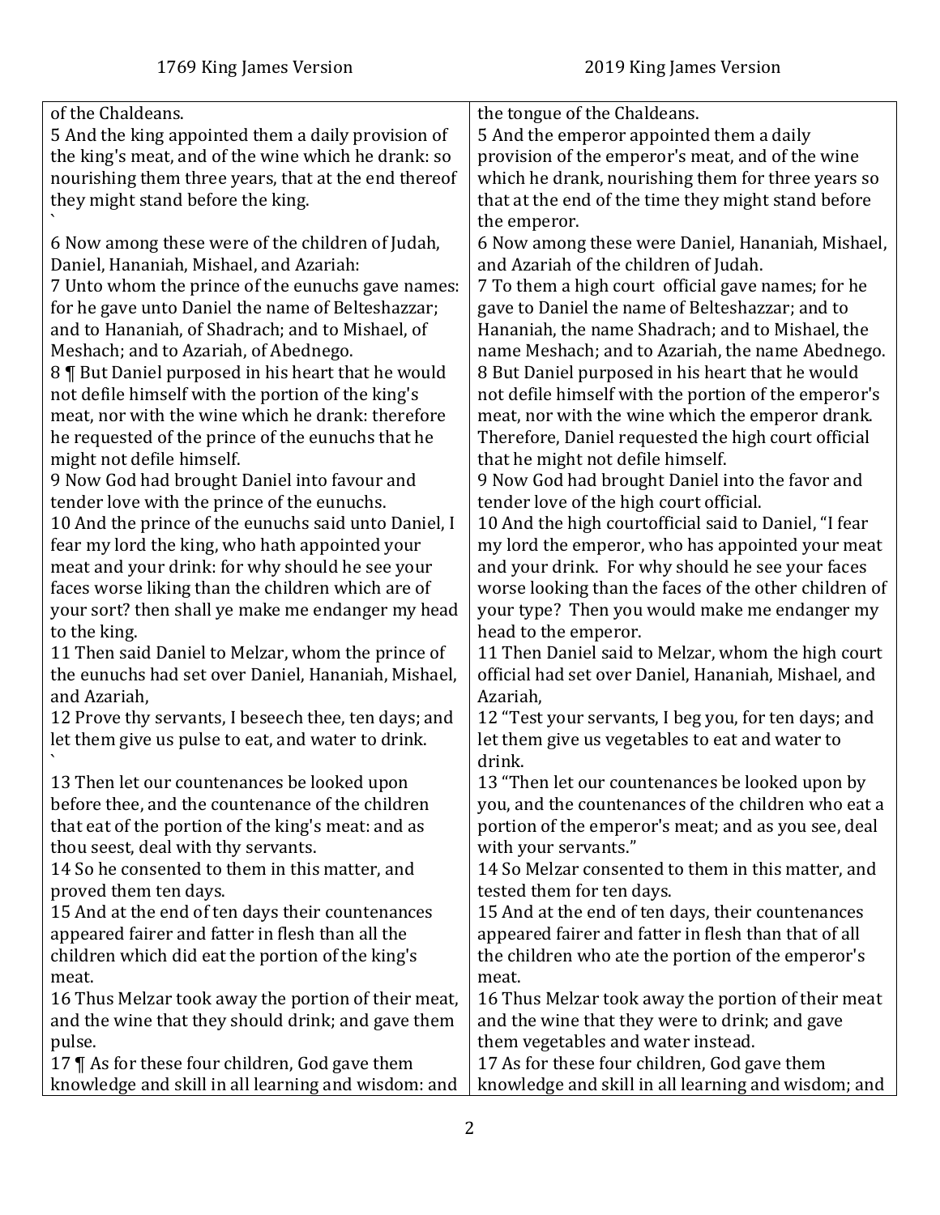| 1769 King James Version | 2019 King James Version |
|---|---|
| of the Chaldeans. | the tongue of the Chaldeans. |
| 5 And the king appointed them a daily provision of the king's meat, and of the wine which he drank: so nourishing them three years, that at the end thereof they might stand before the king. ` | 5 And the emperor appointed them a daily provision of the emperor's meat, and of the wine which he drank, nourishing them for three years so that at the end of the time they might stand before the emperor. |
| 6 Now among these were of the children of Judah, Daniel, Hananiah, Mishael, and Azariah: | 6 Now among these were Daniel, Hananiah, Mishael, and Azariah of the children of Judah. |
| 7 Unto whom the prince of the eunuchs gave names: for he gave unto Daniel the name of Belteshazzar; and to Hananiah, of Shadrach; and to Mishael, of Meshach; and to Azariah, of Abednego. | 7 To them a high court official gave names; for he gave to Daniel the name of Belteshazzar; and to Hananiah, the name Shadrach; and to Mishael, the name Meshach; and to Azariah, the name Abednego. |
| 8 ¶ But Daniel purposed in his heart that he would not defile himself with the portion of the king's meat, nor with the wine which he drank: therefore he requested of the prince of the eunuchs that he might not defile himself. | 8 But Daniel purposed in his heart that he would not defile himself with the portion of the emperor's meat, nor with the wine which the emperor drank. Therefore, Daniel requested the high court official that he might not defile himself. |
| 9 Now God had brought Daniel into favour and tender love with the prince of the eunuchs. | 9 Now God had brought Daniel into the favor and tender love of the high court official. |
| 10 And the prince of the eunuchs said unto Daniel, I fear my lord the king, who hath appointed your meat and your drink: for why should he see your faces worse liking than the children which are of your sort? then shall ye make me endanger my head to the king. | 10 And the high courtofficial said to Daniel, “I fear my lord the emperor, who has appointed your meat and your drink. For why should he see your faces worse looking than the faces of the other children of your type? Then you would make me endanger my head to the emperor. |
| 11 Then said Daniel to Melzar, whom the prince of the eunuchs had set over Daniel, Hananiah, Mishael, and Azariah, | 11 Then Daniel said to Melzar, whom the high court official had set over Daniel, Hananiah, Mishael, and Azariah, |
| 12 Prove thy servants, I beseech thee, ten days; and let them give us pulse to eat, and water to drink. ` | 12 “Test your servants, I beg you, for ten days; and let them give us vegetables to eat and water to drink. |
| 13 Then let our countenances be looked upon before thee, and the countenance of the children that eat of the portion of the king's meat: and as thou seest, deal with thy servants. | 13 “Then let our countenances be looked upon by you, and the countenances of the children who eat a portion of the emperor's meat; and as you see, deal with your servants.” |
| 14 So he consented to them in this matter, and proved them ten days. | 14 So Melzar consented to them in this matter, and tested them for ten days. |
| 15 And at the end of ten days their countenances appeared fairer and fatter in flesh than all the children which did eat the portion of the king's meat. | 15 And at the end of ten days, their countenances appeared fairer and fatter in flesh than that of all the children who ate the portion of the emperor's meat. |
| 16 Thus Melzar took away the portion of their meat, and the wine that they should drink; and gave them pulse. | 16 Thus Melzar took away the portion of their meat and the wine that they were to drink; and gave them vegetables and water instead. |
| 17 ¶ As for these four children, God gave them knowledge and skill in all learning and wisdom: and | 17 As for these four children, God gave them knowledge and skill in all learning and wisdom; and |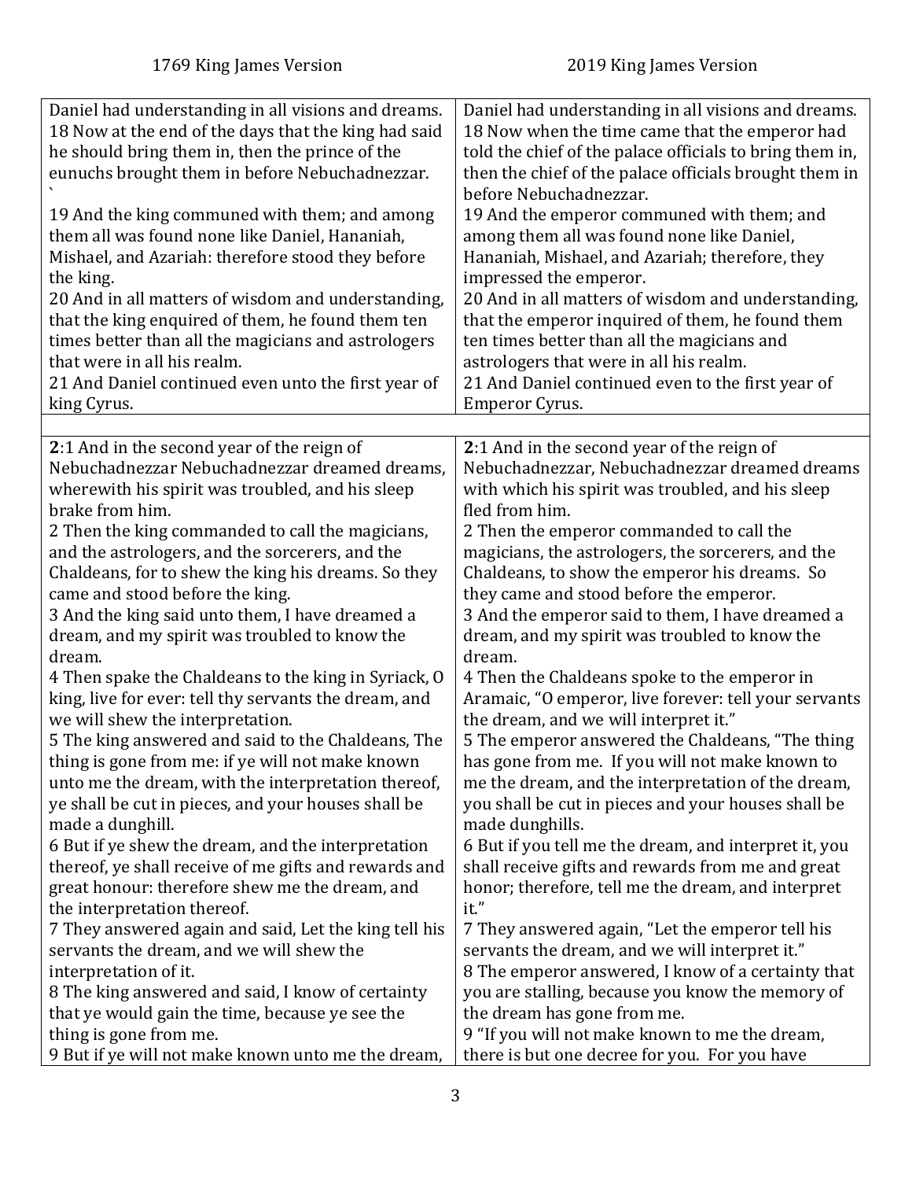| 1769 King James Version | 2019 King James Version |
|---|---|
| Daniel had understanding in all visions and dreams.<br>18 Now at the end of the days that the king had said he should bring them in, then the prince of the eunuchs brought them in before Nebuchadnezzar.<br>`<br>19 And the king communed with them; and among them all was found none like Daniel, Hananiah, Mishael, and Azariah: therefore stood they before the king.<br>20 And in all matters of wisdom and understanding, that the king enquired of them, he found them ten times better than all the magicians and astrologers that were in all his realm.<br>21 And Daniel continued even unto the first year of king Cyrus. | Daniel had understanding in all visions and dreams.<br>18 Now when the time came that the emperor had told the chief of the palace officials to bring them in, then the chief of the palace officials brought them in before Nebuchadnezzar.<br>19 And the emperor communed with them; and among them all was found none like Daniel, Hananiah, Mishael, and Azariah; therefore, they impressed the emperor.<br>20 And in all matters of wisdom and understanding, that the emperor inquired of them, he found them ten times better than all the magicians and astrologers that were in all his realm.<br>21 And Daniel continued even to the first year of Emperor Cyrus. |
| | |
| **2**:1 And in the second year of the reign of Nebuchadnezzar Nebuchadnezzar dreamed dreams, wherewith his spirit was troubled, and his sleep brake from him.<br>2 Then the king commanded to call the magicians, and the astrologers, and the sorcerers, and the Chaldeans, for to shew the king his dreams. So they came and stood before the king.<br>3 And the king said unto them, I have dreamed a dream, and my spirit was troubled to know the dream.<br>4 Then spake the Chaldeans to the king in Syriack, O king, live for ever: tell thy servants the dream, and we will shew the interpretation.<br>5 The king answered and said to the Chaldeans, The thing is gone from me: if ye will not make known unto me the dream, with the interpretation thereof, ye shall be cut in pieces, and your houses shall be made a dunghill.<br>6 But if ye shew the dream, and the interpretation thereof, ye shall receive of me gifts and rewards and great honour: therefore shew me the dream, and the interpretation thereof.<br>7 They answered again and said, Let the king tell his servants the dream, and we will shew the interpretation of it.<br>8 The king answered and said, I know of certainty that ye would gain the time, because ye see the thing is gone from me.<br>9 But if ye will not make known unto me the dream, | **2**:1 And in the second year of the reign of Nebuchadnezzar, Nebuchadnezzar dreamed dreams with which his spirit was troubled, and his sleep fled from him.<br>2 Then the emperor commanded to call the magicians, the astrologers, the sorcerers, and the Chaldeans, to show the emperor his dreams. So they came and stood before the emperor.<br>3 And the emperor said to them, I have dreamed a dream, and my spirit was troubled to know the dream.<br>4 Then the Chaldeans spoke to the emperor in Aramaic, "O emperor, live forever: tell your servants the dream, and we will interpret it."<br>5 The emperor answered the Chaldeans, "The thing has gone from me. If you will not make known to me the dream, and the interpretation of the dream, you shall be cut in pieces and your houses shall be made dunghills.<br>6 But if you tell me the dream, and interpret it, you shall receive gifts and rewards from me and great honor; therefore, tell me the dream, and interpret it."<br>7 They answered again, "Let the emperor tell his servants the dream, and we will interpret it."<br>8 The emperor answered, I know of a certainty that you are stalling, because you know the memory of the dream has gone from me.<br>9 "If you will not make known to me the dream, there is but one decree for you. For you have |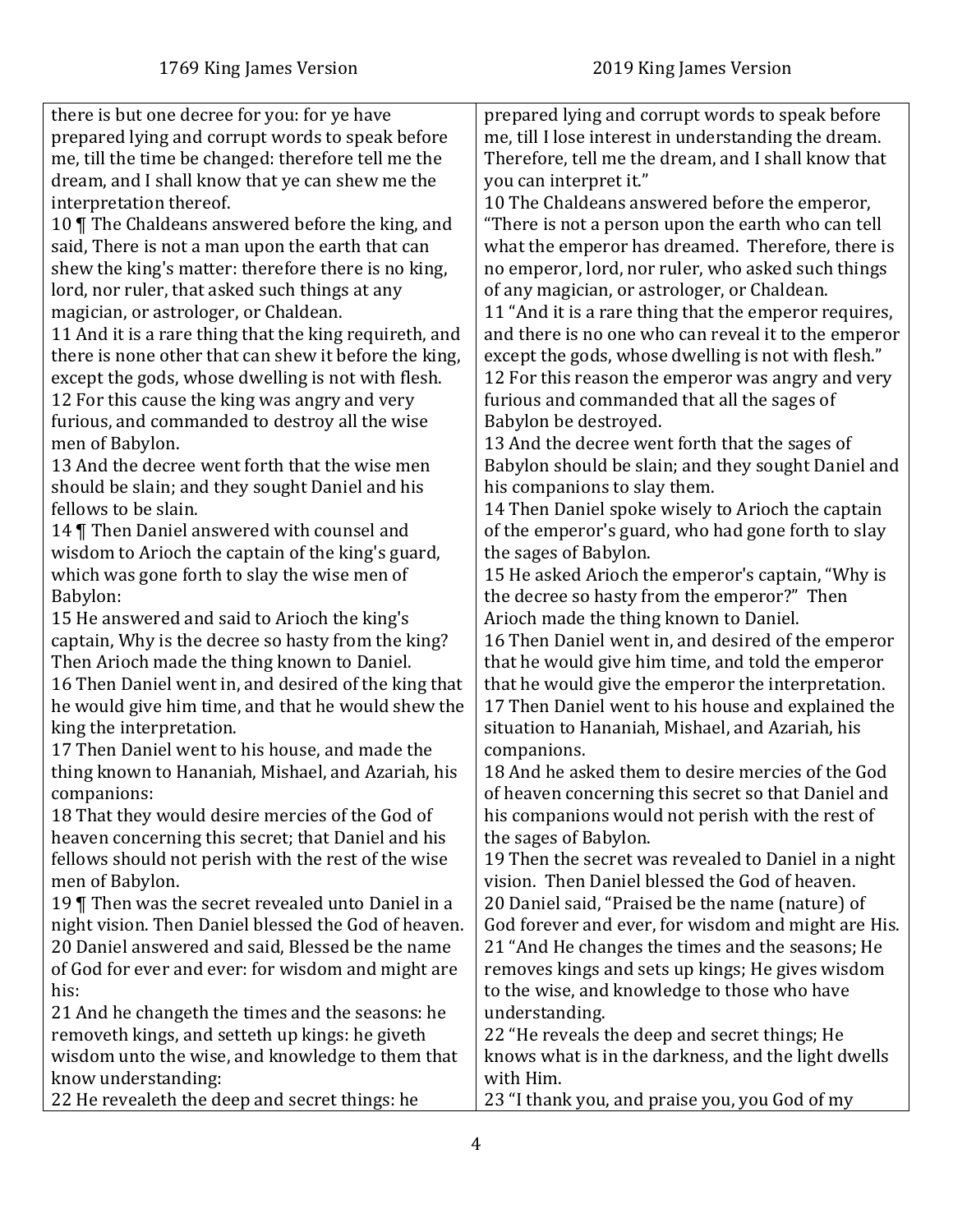| 1769 King James Version | 2019 King James Version |
|---|---|
| there is but one decree for you: for ye have prepared lying and corrupt words to speak before me, till the time be changed: therefore tell me the dream, and I shall know that ye can shew me the interpretation thereof. | prepared lying and corrupt words to speak before me, till I lose interest in understanding the dream. Therefore, tell me the dream, and I shall know that you can interpret it." |
| 10 ¶ The Chaldeans answered before the king, and said, There is not a man upon the earth that can shew the king's matter: therefore there is no king, lord, nor ruler, that asked such things at any magician, or astrologer, or Chaldean. | 10 The Chaldeans answered before the emperor, "There is not a person upon the earth who can tell what the emperor has dreamed. Therefore, there is no emperor, lord, nor ruler, who asked such things of any magician, or astrologer, or Chaldean. |
| 11 And it is a rare thing that the king requireth, and there is none other that can shew it before the king, except the gods, whose dwelling is not with flesh. | 11 "And it is a rare thing that the emperor requires, and there is no one who can reveal it to the emperor except the gods, whose dwelling is not with flesh." |
| 12 For this cause the king was angry and very furious, and commanded to destroy all the wise men of Babylon. | 12 For this reason the emperor was angry and very furious and commanded that all the sages of Babylon be destroyed. |
| 13 And the decree went forth that the wise men should be slain; and they sought Daniel and his fellows to be slain. | 13 And the decree went forth that the sages of Babylon should be slain; and they sought Daniel and his companions to slay them. |
| 14 ¶ Then Daniel answered with counsel and wisdom to Arioch the captain of the king's guard, which was gone forth to slay the wise men of Babylon: | 14 Then Daniel spoke wisely to Arioch the captain of the emperor's guard, who had gone forth to slay the sages of Babylon. |
| 15 He answered and said to Arioch the king's captain, Why is the decree so hasty from the king? Then Arioch made the thing known to Daniel. | 15 He asked Arioch the emperor's captain, "Why is the decree so hasty from the emperor?" Then Arioch made the thing known to Daniel. |
| 16 Then Daniel went in, and desired of the king that he would give him time, and that he would shew the king the interpretation. | 16 Then Daniel went in, and desired of the emperor that he would give him time, and told the emperor that he would give the emperor the interpretation. |
| 17 Then Daniel went to his house, and made the thing known to Hananiah, Mishael, and Azariah, his companions: | 17 Then Daniel went to his house and explained the situation to Hananiah, Mishael, and Azariah, his companions. |
| 18 That they would desire mercies of the God of heaven concerning this secret; that Daniel and his fellows should not perish with the rest of the wise men of Babylon. | 18 And he asked them to desire mercies of the God of heaven concerning this secret so that Daniel and his companions would not perish with the rest of the sages of Babylon. |
| 19 ¶ Then was the secret revealed unto Daniel in a night vision. Then Daniel blessed the God of heaven. | 19 Then the secret was revealed to Daniel in a night vision. Then Daniel blessed the God of heaven. |
| 20 Daniel answered and said, Blessed be the name of God for ever and ever: for wisdom and might are his: | 20 Daniel said, "Praised be the name (nature) of God forever and ever, for wisdom and might are His. |
| 21 And he changeth the times and the seasons: he removeth kings, and setteth up kings: he giveth wisdom unto the wise, and knowledge to them that know understanding: | 21 "And He changes the times and the seasons; He removes kings and sets up kings; He gives wisdom to the wise, and knowledge to those who have understanding. |
| 22 He revealeth the deep and secret things: he | 22 "He reveals the deep and secret things; He knows what is in the darkness, and the light dwells with Him. |
| | 23 "I thank you, and praise you, you God of my |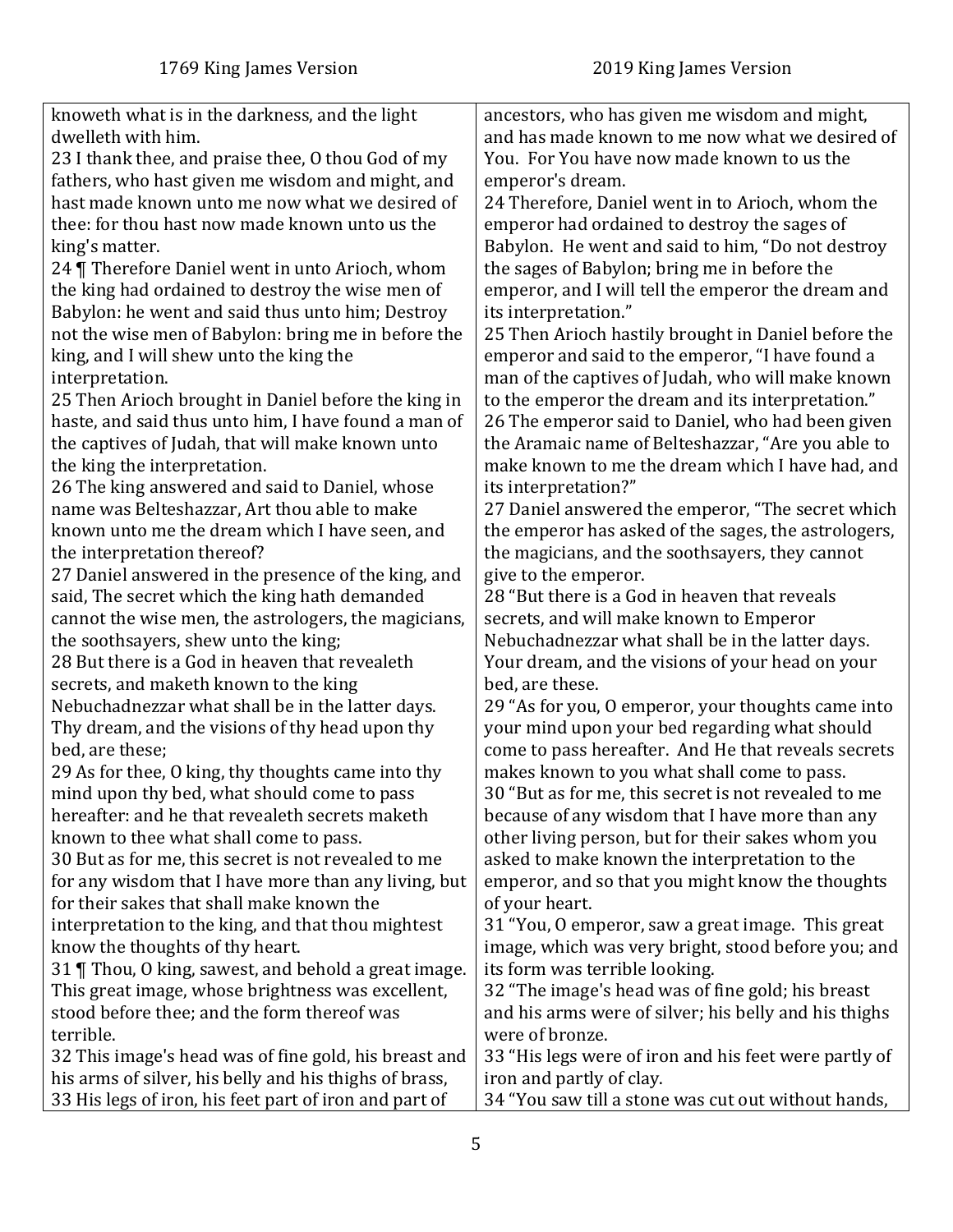| 1769 King James Version | 2019 King James Version |
|---|---|
| knoweth what is in the darkness, and the light dwelleth with him. | ancestors, who has given me wisdom and might, and has made known to me now what we desired of You. For You have now made known to us the emperor's dream. |
| 23 I thank thee, and praise thee, O thou God of my fathers, who hast given me wisdom and might, and hast made known unto me now what we desired of thee: for thou hast now made known unto us the king's matter. | |
| 24 ¶ Therefore Daniel went in unto Arioch, whom the king had ordained to destroy the wise men of Babylon: he went and said thus unto him; Destroy not the wise men of Babylon: bring me in before the king, and I will shew unto the king the interpretation. | 24 Therefore, Daniel went in to Arioch, whom the emperor had ordained to destroy the sages of Babylon. He went and said to him, "Do not destroy the sages of Babylon; bring me in before the emperor, and I will tell the emperor the dream and its interpretation." |
| 25 Then Arioch brought in Daniel before the king in haste, and said thus unto him, I have found a man of the captives of Judah, that will make known unto the king the interpretation. | 25 Then Arioch hastily brought in Daniel before the emperor and said to the emperor, "I have found a man of the captives of Judah, who will make known to the emperor the dream and its interpretation." |
| 26 The king answered and said to Daniel, whose name was Belteshazzar, Art thou able to make known unto me the dream which I have seen, and the interpretation thereof? | 26 The emperor said to Daniel, who had been given the Aramaic name of Belteshazzar, "Are you able to make known to me the dream which I have had, and its interpretation?" |
| 27 Daniel answered in the presence of the king, and said, The secret which the king hath demanded cannot the wise men, the astrologers, the magicians, the soothsayers, shew unto the king; | 27 Daniel answered the emperor, "The secret which the emperor has asked of the sages, the astrologers, the magicians, and the soothsayers, they cannot give to the emperor. |
| 28 But there is a God in heaven that revealeth secrets, and maketh known to the king Nebuchadnezzar what shall be in the latter days. Thy dream, and the visions of thy head upon thy bed, are these; | 28 "But there is a God in heaven that reveals secrets, and will make known to Emperor Nebuchadnezzar what shall be in the latter days. Your dream, and the visions of your head on your bed, are these. |
| 29 As for thee, O king, thy thoughts came into thy mind upon thy bed, what should come to pass hereafter: and he that revealeth secrets maketh known to thee what shall come to pass. | 29 "As for you, O emperor, your thoughts came into your mind upon your bed regarding what should come to pass hereafter. And He that reveals secrets makes known to you what shall come to pass. |
| 30 But as for me, this secret is not revealed to me for any wisdom that I have more than any living, but for their sakes that shall make known the interpretation to the king, and that thou mightest know the thoughts of thy heart. | 30 "But as for me, this secret is not revealed to me because of any wisdom that I have more than any other living person, but for their sakes whom you asked to make known the interpretation to the emperor, and so that you might know the thoughts of your heart. |
| 31 ¶ Thou, O king, sawest, and behold a great image. This great image, whose brightness was excellent, stood before thee; and the form thereof was terrible. | 31 "You, O emperor, saw a great image. This great image, which was very bright, stood before you; and its form was terrible looking. |
| 32 This image's head was of fine gold, his breast and his arms of silver, his belly and his thighs of brass, | 32 "The image's head was of fine gold; his breast and his arms were of silver; his belly and his thighs were of bronze. |
| 33 His legs of iron, his feet part of iron and part of | 33 "His legs were of iron and his feet were partly of iron and partly of clay. |
| | 34 "You saw till a stone was cut out without hands, |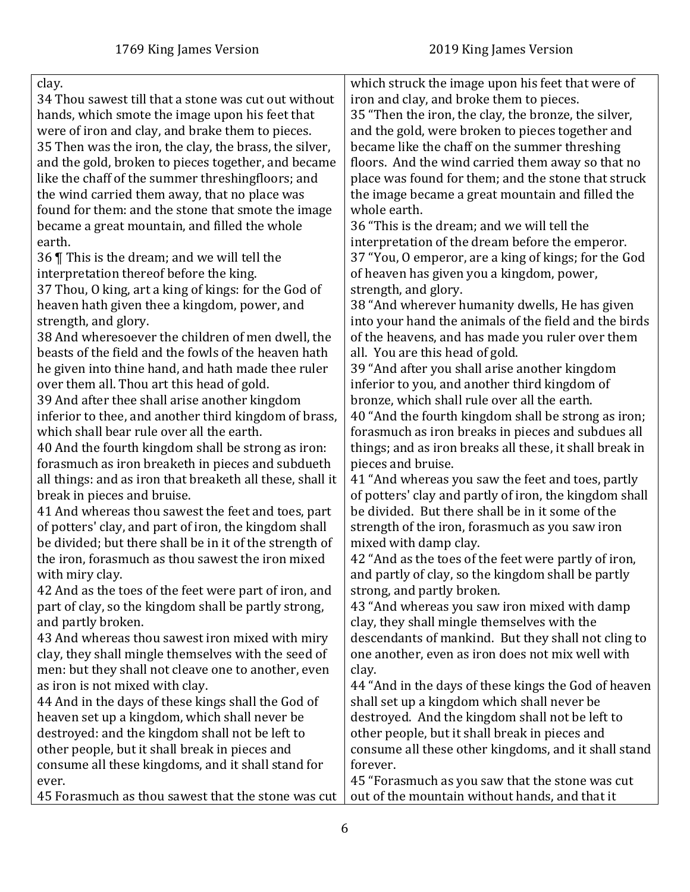| 1769 King James Version | 2019 King James Version |
|---|---|
| clay.<br>34 Thou sawest till that a stone was cut out without hands, which smote the image upon his feet that were of iron and clay, and brake them to pieces.<br>35 Then was the iron, the clay, the brass, the silver, and the gold, broken to pieces together, and became like the chaff of the summer threshingfloors; and the wind carried them away, that no place was found for them: and the stone that smote the image became a great mountain, and filled the whole earth.<br>36 ¶ This is the dream; and we will tell the interpretation thereof before the king.<br>37 Thou, O king, art a king of kings: for the God of heaven hath given thee a kingdom, power, and strength, and glory.<br>38 And wheresoever the children of men dwell, the beasts of the field and the fowls of the heaven hath he given into thine hand, and hath made thee ruler over them all. Thou art this head of gold.<br>39 And after thee shall arise another kingdom inferior to thee, and another third kingdom of brass, which shall bear rule over all the earth.<br>40 And the fourth kingdom shall be strong as iron: forasmuch as iron breaketh in pieces and subdueth all things: and as iron that breaketh all these, shall it break in pieces and bruise.<br>41 And whereas thou sawest the feet and toes, part of potters' clay, and part of iron, the kingdom shall be divided; but there shall be in it of the strength of the iron, forasmuch as thou sawest the iron mixed with miry clay.<br>42 And as the toes of the feet were part of iron, and part of clay, so the kingdom shall be partly strong, and partly broken.<br>43 And whereas thou sawest iron mixed with miry clay, they shall mingle themselves with the seed of men: but they shall not cleave one to another, even as iron is not mixed with clay.<br>44 And in the days of these kings shall the God of heaven set up a kingdom, which shall never be destroyed: and the kingdom shall not be left to other people, but it shall break in pieces and consume all these kingdoms, and it shall stand for ever.<br>45 Forasmuch as thou sawest that the stone was cut | which struck the image upon his feet that were of iron and clay, and broke them to pieces.<br>35 "Then the iron, the clay, the bronze, the silver, and the gold, were broken to pieces together and became like the chaff on the summer threshing floors. And the wind carried them away so that no place was found for them; and the stone that struck the image became a great mountain and filled the whole earth.<br>36 "This is the dream; and we will tell the interpretation of the dream before the emperor.<br>37 "You, O emperor, are a king of kings; for the God of heaven has given you a kingdom, power, strength, and glory.<br>38 "And wherever humanity dwells, He has given into your hand the animals of the field and the birds of the heavens, and has made you ruler over them all. You are this head of gold.<br>39 "And after you shall arise another kingdom inferior to you, and another third kingdom of bronze, which shall rule over all the earth.<br>40 "And the fourth kingdom shall be strong as iron; forasmuch as iron breaks in pieces and subdues all things; and as iron breaks all these, it shall break in pieces and bruise.<br>41 "And whereas you saw the feet and toes, partly of potters' clay and partly of iron, the kingdom shall be divided. But there shall be in it some of the strength of the iron, forasmuch as you saw iron mixed with damp clay.<br>42 "And as the toes of the feet were partly of iron, and partly of clay, so the kingdom shall be partly strong, and partly broken.<br>43 "And whereas you saw iron mixed with damp clay, they shall mingle themselves with the descendants of mankind. But they shall not cling to one another, even as iron does not mix well with clay.<br>44 "And in the days of these kings the God of heaven shall set up a kingdom which shall never be destroyed. And the kingdom shall not be left to other people, but it shall break in pieces and consume all these other kingdoms, and it shall stand forever.<br>45 "Forasmuch as you saw that the stone was cut out of the mountain without hands, and that it |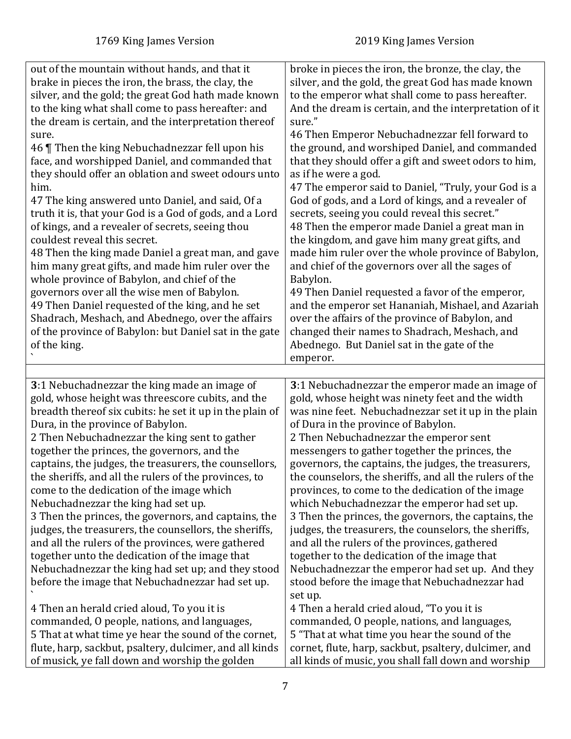| 1769 King James Version | 2019 King James Version |
| --- | --- |
| out of the mountain without hands, and that it brake in pieces the iron, the brass, the clay, the silver, and the gold; the great God hath made known to the king what shall come to pass hereafter: and the dream is certain, and the interpretation thereof sure.<br>46 ¶ Then the king Nebuchadnezzar fell upon his face, and worshipped Daniel, and commanded that they should offer an oblation and sweet odours unto him.<br>47 The king answered unto Daniel, and said, Of a truth it is, that your God is a God of gods, and a Lord of kings, and a revealer of secrets, seeing thou couldest reveal this secret.<br>48 Then the king made Daniel a great man, and gave him many great gifts, and made him ruler over the whole province of Babylon, and chief of the governors over all the wise men of Babylon.<br>49 Then Daniel requested of the king, and he set Shadrach, Meshach, and Abednego, over the affairs of the province of Babylon: but Daniel sat in the gate of the king.<br>` | broke in pieces the iron, the bronze, the clay, the silver, and the gold, the great God has made known to the emperor what shall come to pass hereafter. And the dream is certain, and the interpretation of it sure."<br>46 Then Emperor Nebuchadnezzar fell forward to the ground, and worshiped Daniel, and commanded that they should offer a gift and sweet odors to him, as if he were a god.<br>47 The emperor said to Daniel, "Truly, your God is a God of gods, and a Lord of kings, and a revealer of secrets, seeing you could reveal this secret."<br>48 Then the emperor made Daniel a great man in the kingdom, and gave him many great gifts, and made him ruler over the whole province of Babylon, and chief of the governors over all the sages of Babylon.<br>49 Then Daniel requested a favor of the emperor, and the emperor set Hananiah, Mishael, and Azariah over the affairs of the province of Babylon, and changed their names to Shadrach, Meshach, and Abednego. But Daniel sat in the gate of the emperor. |
| | |
| **3**:1 Nebuchadnezzar the king made an image of gold, whose height was threescore cubits, and the breadth thereof six cubits: he set it up in the plain of Dura, in the province of Babylon.<br>2 Then Nebuchadnezzar the king sent to gather together the princes, the governors, and the captains, the judges, the treasurers, the counsellors, the sheriffs, and all the rulers of the provinces, to come to the dedication of the image which Nebuchadnezzar the king had set up.<br>3 Then the princes, the governors, and captains, the judges, the treasurers, the counsellors, the sheriffs, and all the rulers of the provinces, were gathered together unto the dedication of the image that Nebuchadnezzar the king had set up; and they stood before the image that Nebuchadnezzar had set up.<br>`<br>4 Then an herald cried aloud, To you it is commanded, O people, nations, and languages,<br>5 That at what time ye hear the sound of the cornet, flute, harp, sackbut, psaltery, dulcimer, and all kinds of musick, ye fall down and worship the golden | **3**:1 Nebuchadnezzar the emperor made an image of gold, whose height was ninety feet and the width was nine feet. Nebuchadnezzar set it up in the plain of Dura in the province of Babylon.<br>2 Then Nebuchadnezzar the emperor sent messengers to gather together the princes, the governors, the captains, the judges, the treasurers, the counselors, the sheriffs, and all the rulers of the provinces, to come to the dedication of the image which Nebuchadnezzar the emperor had set up.<br>3 Then the princes, the governors, the captains, the judges, the treasurers, the counselors, the sheriffs, and all the rulers of the provinces, gathered together to the dedication of the image that Nebuchadnezzar the emperor had set up. And they stood before the image that Nebuchadnezzar had set up.<br>4 Then a herald cried aloud, "To you it is commanded, O people, nations, and languages,<br>5 "That at what time you hear the sound of the cornet, flute, harp, sackbut, psaltery, dulcimer, and all kinds of music, you shall fall down and worship |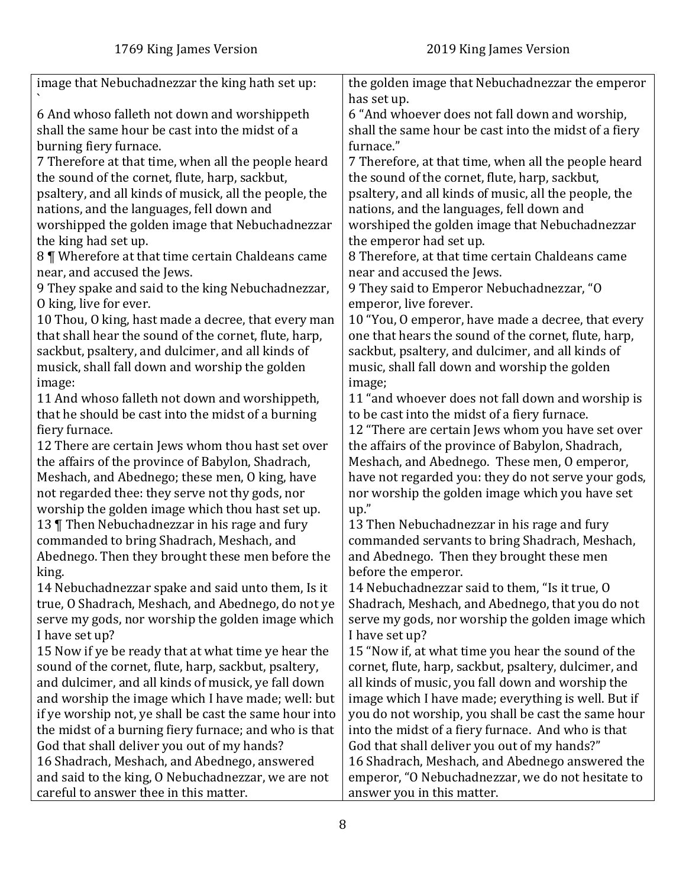| 1769 King James Version | 2019 King James Version |
|---|---|
| image that Nebuchadnezzar the king hath set up: ` | the golden image that Nebuchadnezzar the emperor has set up. |
| 6 And whoso falleth not down and worshippeth shall the same hour be cast into the midst of a burning fiery furnace. | 6 "And whoever does not fall down and worship, shall the same hour be cast into the midst of a fiery furnace." |
| 7 Therefore at that time, when all the people heard the sound of the cornet, flute, harp, sackbut, psaltery, and all kinds of musick, all the people, the nations, and the languages, fell down and worshipped the golden image that Nebuchadnezzar the king had set up. | 7 Therefore, at that time, when all the people heard the sound of the cornet, flute, harp, sackbut, psaltery, and all kinds of music, all the people, the nations, and the languages, fell down and worshiped the golden image that Nebuchadnezzar the emperor had set up. |
| 8 ¶ Wherefore at that time certain Chaldeans came near, and accused the Jews. | 8 Therefore, at that time certain Chaldeans came near and accused the Jews. |
| 9 They spake and said to the king Nebuchadnezzar, O king, live for ever. | 9 They said to Emperor Nebuchadnezzar, "O emperor, live forever. |
| 10 Thou, O king, hast made a decree, that every man that shall hear the sound of the cornet, flute, harp, sackbut, psaltery, and dulcimer, and all kinds of musick, shall fall down and worship the golden image: | 10 "You, O emperor, have made a decree, that every one that hears the sound of the cornet, flute, harp, sackbut, psaltery, and dulcimer, and all kinds of music, shall fall down and worship the golden image; |
| 11 And whoso falleth not down and worshippeth, that he should be cast into the midst of a burning fiery furnace. | 11 "and whoever does not fall down and worship is to be cast into the midst of a fiery furnace. |
| 12 There are certain Jews whom thou hast set over the affairs of the province of Babylon, Shadrach, Meshach, and Abednego; these men, O king, have not regarded thee: they serve not thy gods, nor worship the golden image which thou hast set up. | 12 "There are certain Jews whom you have set over the affairs of the province of Babylon, Shadrach, Meshach, and Abednego. These men, O emperor, have not regarded you: they do not serve your gods, nor worship the golden image which you have set up." |
| 13 ¶ Then Nebuchadnezzar in his rage and fury commanded to bring Shadrach, Meshach, and Abednego. Then they brought these men before the king. | 13 Then Nebuchadnezzar in his rage and fury commanded servants to bring Shadrach, Meshach, and Abednego. Then they brought these men before the emperor. |
| 14 Nebuchadnezzar spake and said unto them, Is it true, O Shadrach, Meshach, and Abednego, do not ye serve my gods, nor worship the golden image which I have set up? | 14 Nebuchadnezzar said to them, "Is it true, O Shadrach, Meshach, and Abednego, that you do not serve my gods, nor worship the golden image which I have set up? |
| 15 Now if ye be ready that at what time ye hear the sound of the cornet, flute, harp, sackbut, psaltery, and dulcimer, and all kinds of musick, ye fall down and worship the image which I have made; well: but if ye worship not, ye shall be cast the same hour into the midst of a burning fiery furnace; and who is that God that shall deliver you out of my hands? | 15 "Now if, at what time you hear the sound of the cornet, flute, harp, sackbut, psaltery, dulcimer, and all kinds of music, you fall down and worship the image which I have made; everything is well. But if you do not worship, you shall be cast the same hour into the midst of a fiery furnace. And who is that God that shall deliver you out of my hands?" |
| 16 Shadrach, Meshach, and Abednego, answered and said to the king, O Nebuchadnezzar, we are not careful to answer thee in this matter. | 16 Shadrach, Meshach, and Abednego answered the emperor, "O Nebuchadnezzar, we do not hesitate to answer you in this matter. |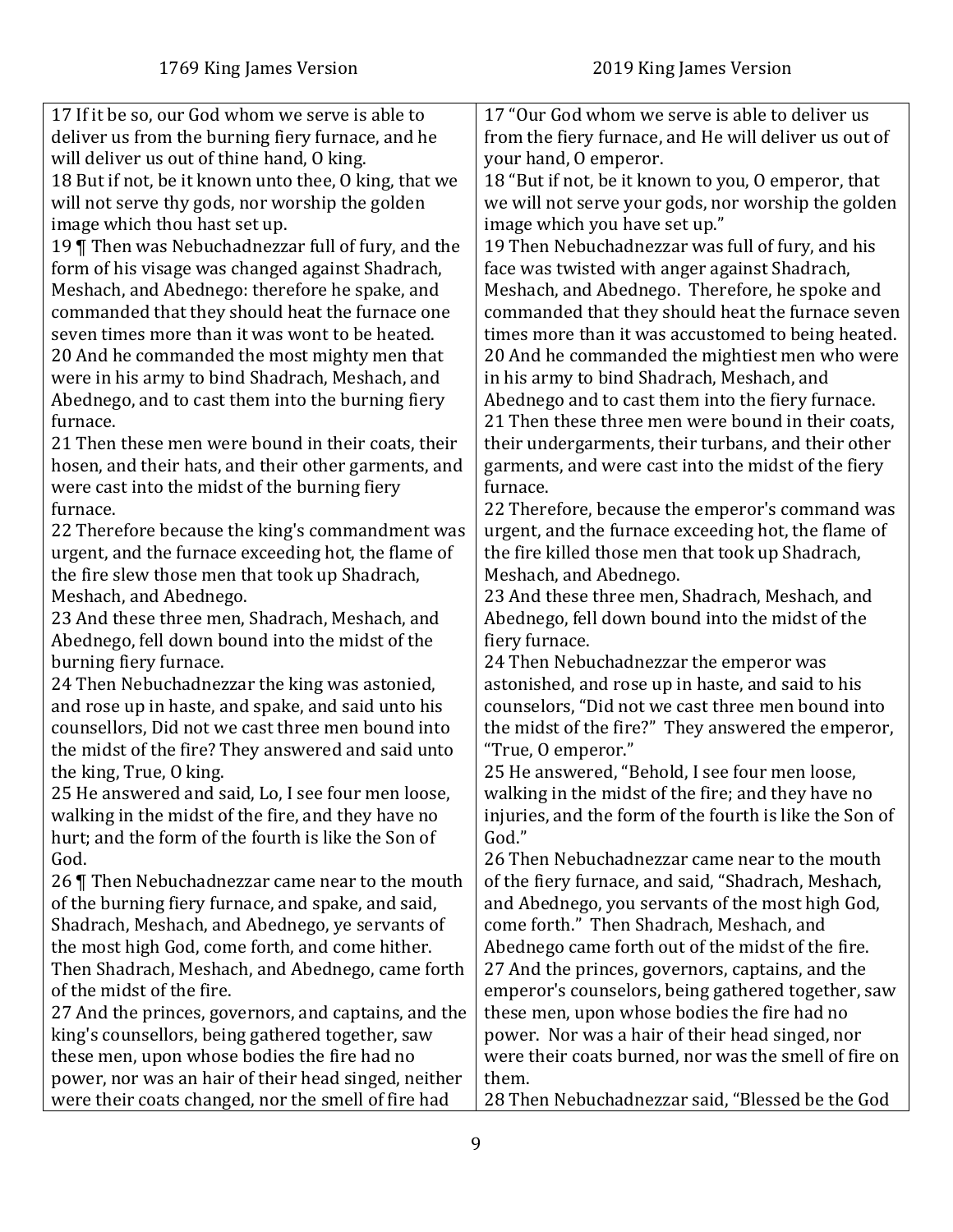| 1769 King James Version | 2019 King James Version |
|---|---|
| 17 If it be so, our God whom we serve is able to deliver us from the burning fiery furnace, and he will deliver us out of thine hand, O king. | 17 "Our God whom we serve is able to deliver us from the fiery furnace, and He will deliver us out of your hand, O emperor. |
| 18 But if not, be it known unto thee, O king, that we will not serve thy gods, nor worship the golden image which thou hast set up. | 18 "But if not, be it known to you, O emperor, that we will not serve your gods, nor worship the golden image which you have set up." |
| 19 ¶ Then was Nebuchadnezzar full of fury, and the form of his visage was changed against Shadrach, Meshach, and Abednego: therefore he spake, and commanded that they should heat the furnace one seven times more than it was wont to be heated. | 19 Then Nebuchadnezzar was full of fury, and his face was twisted with anger against Shadrach, Meshach, and Abednego. Therefore, he spoke and commanded that they should heat the furnace seven times more than it was accustomed to being heated. |
| 20 And he commanded the most mighty men that were in his army to bind Shadrach, Meshach, and Abednego, and to cast them into the burning fiery furnace. | 20 And he commanded the mightiest men who were in his army to bind Shadrach, Meshach, and Abednego and to cast them into the fiery furnace. |
| 21 Then these men were bound in their coats, their hosen, and their hats, and their other garments, and were cast into the midst of the burning fiery furnace. | 21 Then these three men were bound in their coats, their undergarments, their turbans, and their other garments, and were cast into the midst of the fiery furnace. |
| 22 Therefore because the king's commandment was urgent, and the furnace exceeding hot, the flame of the fire slew those men that took up Shadrach, Meshach, and Abednego. | 22 Therefore, because the emperor's command was urgent, and the furnace exceeding hot, the flame of the fire killed those men that took up Shadrach, Meshach, and Abednego. |
| 23 And these three men, Shadrach, Meshach, and Abednego, fell down bound into the midst of the burning fiery furnace. | 23 And these three men, Shadrach, Meshach, and Abednego, fell down bound into the midst of the fiery furnace. |
| 24 Then Nebuchadnezzar the king was astonied, and rose up in haste, and spake, and said unto his counsellors, Did not we cast three men bound into the midst of the fire? They answered and said unto the king, True, O king. | 24 Then Nebuchadnezzar the emperor was astonished, and rose up in haste, and said to his counselors, "Did not we cast three men bound into the midst of the fire?" They answered the emperor, "True, O emperor." |
| 25 He answered and said, Lo, I see four men loose, walking in the midst of the fire, and they have no hurt; and the form of the fourth is like the Son of God. | 25 He answered, "Behold, I see four men loose, walking in the midst of the fire; and they have no injuries, and the form of the fourth is like the Son of God." |
| 26 ¶ Then Nebuchadnezzar came near to the mouth of the burning fiery furnace, and spake, and said, Shadrach, Meshach, and Abednego, ye servants of the most high God, come forth, and come hither. Then Shadrach, Meshach, and Abednego, came forth of the midst of the fire. | 26 Then Nebuchadnezzar came near to the mouth of the fiery furnace, and said, "Shadrach, Meshach, and Abednego, you servants of the most high God, come forth." Then Shadrach, Meshach, and Abednego came forth out of the midst of the fire. |
| 27 And the princes, governors, and captains, and the king's counsellors, being gathered together, saw these men, upon whose bodies the fire had no power, nor was an hair of their head singed, neither were their coats changed, nor the smell of fire had | 27 And the princes, governors, captains, and the emperor's counselors, being gathered together, saw these men, upon whose bodies the fire had no power. Nor was a hair of their head singed, nor were their coats burned, nor was the smell of fire on them. |
| | 28 Then Nebuchadnezzar said, "Blessed be the God |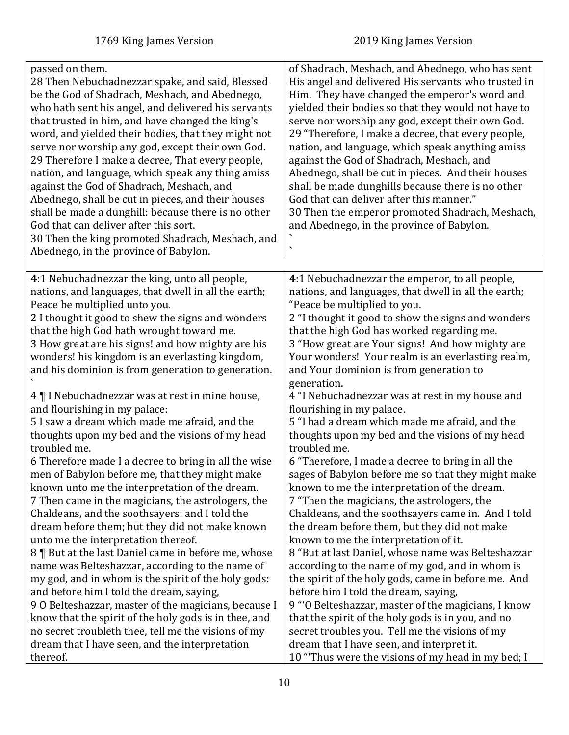| 1769 King James Version | 2019 King James Version |
| --- | --- |
| passed on them.<br>28 Then Nebuchadnezzar spake, and said, Blessed be the God of Shadrach, Meshach, and Abednego, who hath sent his angel, and delivered his servants that trusted in him, and have changed the king's word, and yielded their bodies, that they might not serve nor worship any god, except their own God.<br>29 Therefore I make a decree, That every people, nation, and language, which speak any thing amiss against the God of Shadrach, Meshach, and Abednego, shall be cut in pieces, and their houses shall be made a dunghill: because there is no other God that can deliver after this sort.<br>30 Then the king promoted Shadrach, Meshach, and Abednego, in the province of Babylon. | of Shadrach, Meshach, and Abednego, who has sent His angel and delivered His servants who trusted in Him. They have changed the emperor's word and yielded their bodies so that they would not have to serve nor worship any god, except their own God.<br>29 "Therefore, I make a decree, that every people, nation, and language, which speak anything amiss against the God of Shadrach, Meshach, and Abednego, shall be cut in pieces. And their houses shall be made dunghills because there is no other God that can deliver after this manner."<br>30 Then the emperor promoted Shadrach, Meshach, and Abednego, in the province of Babylon.<br>`<br>` |
| | |
| **4**:1 Nebuchadnezzar the king, unto all people, nations, and languages, that dwell in all the earth; Peace be multiplied unto you.<br>2 I thought it good to shew the signs and wonders that the high God hath wrought toward me.<br>3 How great are his signs! and how mighty are his wonders! his kingdom is an everlasting kingdom, and his dominion is from generation to generation.<br>`<br>4 ¶ I Nebuchadnezzar was at rest in mine house, and flourishing in my palace:<br>5 I saw a dream which made me afraid, and the thoughts upon my bed and the visions of my head troubled me.<br>6 Therefore made I a decree to bring in all the wise men of Babylon before me, that they might make known unto me the interpretation of the dream.<br>7 Then came in the magicians, the astrologers, the Chaldeans, and the soothsayers: and I told the dream before them; but they did not make known unto me the interpretation thereof.<br>8 ¶ But at the last Daniel came in before me, whose name was Belteshazzar, according to the name of my god, and in whom is the spirit of the holy gods: and before him I told the dream, saying,<br>9 O Belteshazzar, master of the magicians, because I know that the spirit of the holy gods is in thee, and no secret troubleth thee, tell me the visions of my dream that I have seen, and the interpretation thereof. | **4**:1 Nebuchadnezzar the emperor, to all people, nations, and languages, that dwell in all the earth; "Peace be multiplied to you.<br>2 "I thought it good to show the signs and wonders that the high God has worked regarding me.<br>3 "How great are Your signs! And how mighty are Your wonders! Your realm is an everlasting realm, and Your dominion is from generation to generation.<br>4 "I Nebuchadnezzar was at rest in my house and flourishing in my palace.<br>5 "I had a dream which made me afraid, and the thoughts upon my bed and the visions of my head troubled me.<br>6 "Therefore, I made a decree to bring in all the sages of Babylon before me so that they might make known to me the interpretation of the dream.<br>7 "Then the magicians, the astrologers, the Chaldeans, and the soothsayers came in. And I told the dream before them, but they did not make known to me the interpretation of it.<br>8 "But at last Daniel, whose name was Belteshazzar according to the name of my god, and in whom is the spirit of the holy gods, came in before me. And before him I told the dream, saying,<br>9 "'O Belteshazzar, master of the magicians, I know that the spirit of the holy gods is in you, and no secret troubles you. Tell me the visions of my dream that I have seen, and interpret it.<br>10 "'Thus were the visions of my head in my bed; I |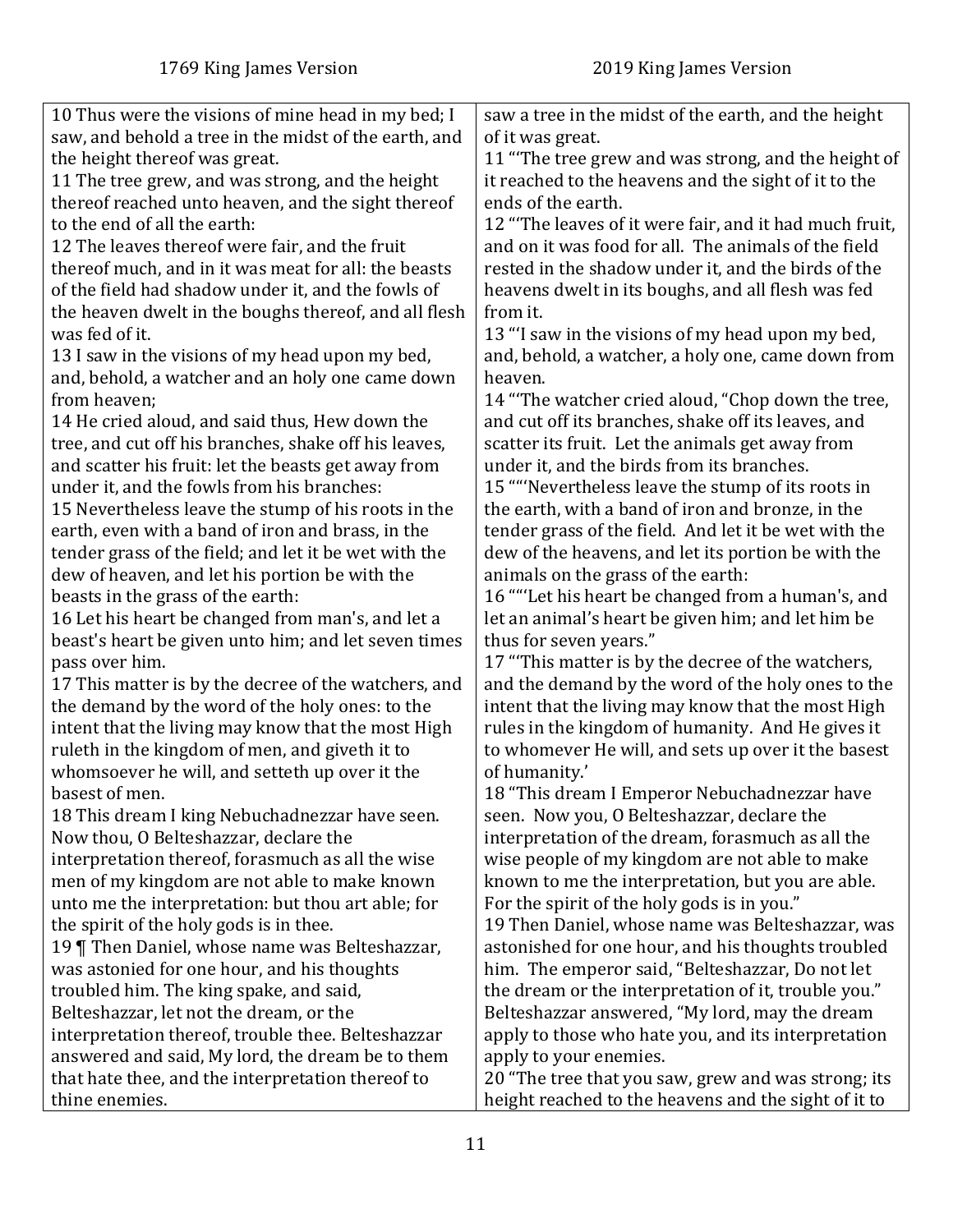| 1769 King James Version | 2019 King James Version |
|---|---|
| 10 Thus were the visions of mine head in my bed; I saw, and behold a tree in the midst of the earth, and the height thereof was great.<br>11 The tree grew, and was strong, and the height thereof reached unto heaven, and the sight thereof to the end of all the earth:<br>12 The leaves thereof were fair, and the fruit thereof much, and in it was meat for all: the beasts of the field had shadow under it, and the fowls of the heaven dwelt in the boughs thereof, and all flesh was fed of it.<br>13 I saw in the visions of my head upon my bed, and, behold, a watcher and an holy one came down from heaven;<br>14 He cried aloud, and said thus, Hew down the tree, and cut off his branches, shake off his leaves, and scatter his fruit: let the beasts get away from under it, and the fowls from his branches:<br>15 Nevertheless leave the stump of his roots in the earth, even with a band of iron and brass, in the tender grass of the field; and let it be wet with the dew of heaven, and let his portion be with the beasts in the grass of the earth:<br>16 Let his heart be changed from man's, and let a beast's heart be given unto him; and let seven times pass over him.<br>17 This matter is by the decree of the watchers, and the demand by the word of the holy ones: to the intent that the living may know that the most High ruleth in the kingdom of men, and giveth it to whomsoever he will, and setteth up over it the basest of men.<br>18 This dream I king Nebuchadnezzar have seen. Now thou, O Belteshazzar, declare the interpretation thereof, forasmuch as all the wise men of my kingdom are not able to make known unto me the interpretation: but thou art able; for the spirit of the holy gods is in thee.<br>19 ¶ Then Daniel, whose name was Belteshazzar, was astonied for one hour, and his thoughts troubled him. The king spake, and said, Belteshazzar, let not the dream, or the interpretation thereof, trouble thee. Belteshazzar answered and said, My lord, the dream be to them that hate thee, and the interpretation thereof to thine enemies. | saw a tree in the midst of the earth, and the height of it was great.<br>11 "'The tree grew and was strong, and the height of it reached to the heavens and the sight of it to the ends of the earth.<br>12 "'The leaves of it were fair, and it had much fruit, and on it was food for all. The animals of the field rested in the shadow under it, and the birds of the heavens dwelt in its boughs, and all flesh was fed from it.<br>13 "'I saw in the visions of my head upon my bed, and, behold, a watcher, a holy one, came down from heaven.<br>14 "'The watcher cried aloud, "Chop down the tree, and cut off its branches, shake off its leaves, and scatter its fruit. Let the animals get away from under it, and the birds from its branches.<br>15 ""'Nevertheless leave the stump of its roots in the earth, with a band of iron and bronze, in the tender grass of the field. And let it be wet with the dew of the heavens, and let its portion be with the animals on the grass of the earth:<br>16 ""'Let his heart be changed from a human's, and let an animal's heart be given him; and let him be thus for seven years."<br>17 "'This matter is by the decree of the watchers, and the demand by the word of the holy ones to the intent that the living may know that the most High rules in the kingdom of humanity. And He gives it to whomever He will, and sets up over it the basest of humanity.'<br>18 "This dream I Emperor Nebuchadnezzar have seen. Now you, O Belteshazzar, declare the interpretation of the dream, forasmuch as all the wise people of my kingdom are not able to make known to me the interpretation, but you are able. For the spirit of the holy gods is in you."<br>19 Then Daniel, whose name was Belteshazzar, was astonished for one hour, and his thoughts troubled him. The emperor said, "Belteshazzar, Do not let the dream or the interpretation of it, trouble you." Belteshazzar answered, "My lord, may the dream apply to those who hate you, and its interpretation apply to your enemies.<br>20 "The tree that you saw, grew and was strong; its height reached to the heavens and the sight of it to |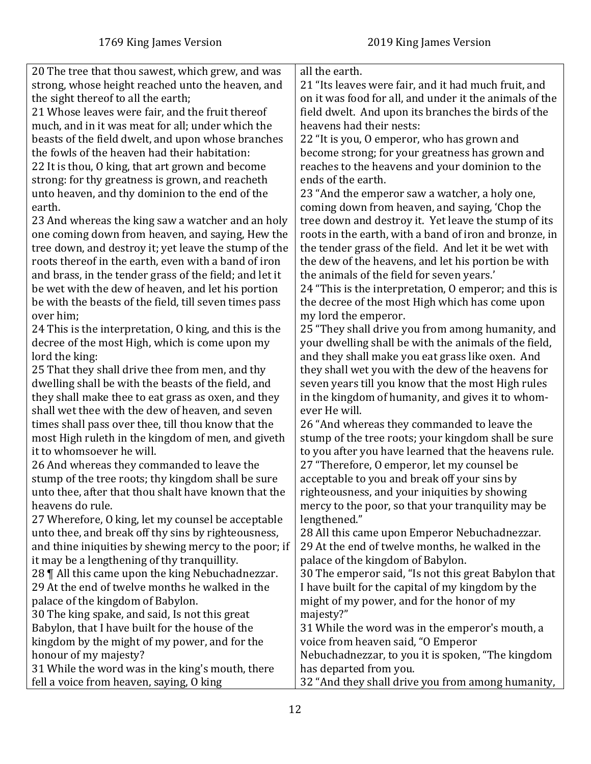| 1769 King James Version | 2019 King James Version |
| --- | --- |
| 20 The tree that thou sawest, which grew, and was strong, whose height reached unto the heaven, and the sight thereof to all the earth;<br>21 Whose leaves were fair, and the fruit thereof much, and in it was meat for all; under which the beasts of the field dwelt, and upon whose branches the fowls of the heaven had their habitation:<br>22 It is thou, O king, that art grown and become strong: for thy greatness is grown, and reacheth unto heaven, and thy dominion to the end of the earth.<br>23 And whereas the king saw a watcher and an holy one coming down from heaven, and saying, Hew the tree down, and destroy it; yet leave the stump of the roots thereof in the earth, even with a band of iron and brass, in the tender grass of the field; and let it be wet with the dew of heaven, and let his portion be with the beasts of the field, till seven times pass over him;<br>24 This is the interpretation, O king, and this is the decree of the most High, which is come upon my lord the king:<br>25 That they shall drive thee from men, and thy dwelling shall be with the beasts of the field, and they shall make thee to eat grass as oxen, and they shall wet thee with the dew of heaven, and seven times shall pass over thee, till thou know that the most High ruleth in the kingdom of men, and giveth it to whomsoever he will.<br>26 And whereas they commanded to leave the stump of the tree roots; thy kingdom shall be sure unto thee, after that thou shalt have known that the heavens do rule.<br>27 Wherefore, O king, let my counsel be acceptable unto thee, and break off thy sins by righteousness, and thine iniquities by shewing mercy to the poor; if it may be a lengthening of thy tranquillity.<br>28 ¶ All this came upon the king Nebuchadnezzar.<br>29 At the end of twelve months he walked in the palace of the kingdom of Babylon.<br>30 The king spake, and said, Is not this great Babylon, that I have built for the house of the kingdom by the might of my power, and for the honour of my majesty?<br>31 While the word was in the king's mouth, there fell a voice from heaven, saying, O king | all the earth.<br>21 "Its leaves were fair, and it had much fruit, and on it was food for all, and under it the animals of the field dwelt. And upon its branches the birds of the heavens had their nests:<br>22 "It is you, O emperor, who has grown and become strong; for your greatness has grown and reaches to the heavens and your dominion to the ends of the earth.<br>23 "And the emperor saw a watcher, a holy one, coming down from heaven, and saying, 'Chop the tree down and destroy it. Yet leave the stump of its roots in the earth, with a band of iron and bronze, in the tender grass of the field. And let it be wet with the dew of the heavens, and let his portion be with the animals of the field for seven years.'<br>24 "This is the interpretation, O emperor; and this is the decree of the most High which has come upon my lord the emperor.<br>25 "They shall drive you from among humanity, and your dwelling shall be with the animals of the field, and they shall make you eat grass like oxen. And they shall wet you with the dew of the heavens for seven years till you know that the most High rules in the kingdom of humanity, and gives it to whomever He will.<br>26 "And whereas they commanded to leave the stump of the tree roots; your kingdom shall be sure to you after you have learned that the heavens rule.<br>27 "Therefore, O emperor, let my counsel be acceptable to you and break off your sins by righteousness, and your iniquities by showing mercy to the poor, so that your tranquility may be lengthened."<br>28 All this came upon Emperor Nebuchadnezzar.<br>29 At the end of twelve months, he walked in the palace of the kingdom of Babylon.<br>30 The emperor said, "Is not this great Babylon that I have built for the capital of my kingdom by the might of my power, and for the honor of my majesty?"<br>31 While the word was in the emperor's mouth, a voice from heaven said, "O Emperor Nebuchadnezzar, to you it is spoken, "The kingdom has departed from you.<br>32 "And they shall drive you from among humanity, |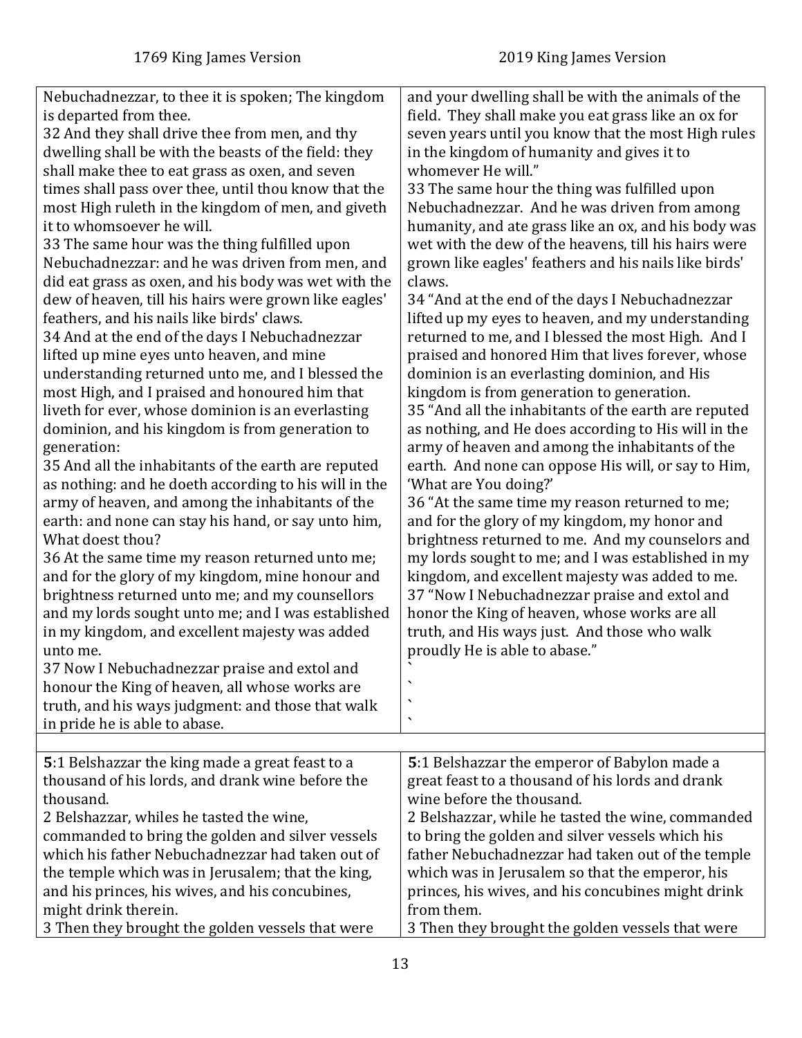| 1769 King James Version | 2019 King James Version |
| --- | --- |
| Nebuchadnezzar, to thee it is spoken; The kingdom is departed from thee.<br>32 And they shall drive thee from men, and thy dwelling shall be with the beasts of the field: they shall make thee to eat grass as oxen, and seven times shall pass over thee, until thou know that the most High ruleth in the kingdom of men, and giveth it to whomsoever he will.<br>33 The same hour was the thing fulfilled upon Nebuchadnezzar: and he was driven from men, and did eat grass as oxen, and his body was wet with the dew of heaven, till his hairs were grown like eagles' feathers, and his nails like birds' claws.<br>34 And at the end of the days I Nebuchadnezzar lifted up mine eyes unto heaven, and mine understanding returned unto me, and I blessed the most High, and I praised and honoured him that liveth for ever, whose dominion is an everlasting dominion, and his kingdom is from generation to generation:<br>35 And all the inhabitants of the earth are reputed as nothing: and he doeth according to his will in the army of heaven, and among the inhabitants of the earth: and none can stay his hand, or say unto him, What doest thou?<br>36 At the same time my reason returned unto me; and for the glory of my kingdom, mine honour and brightness returned unto me; and my counsellors and my lords sought unto me; and I was established in my kingdom, and excellent majesty was added unto me.<br>37 Now I Nebuchadnezzar praise and extol and honour the King of heaven, all whose works are truth, and his ways judgment: and those that walk in pride he is able to abase. | and your dwelling shall be with the animals of the field. They shall make you eat grass like an ox for seven years until you know that the most High rules in the kingdom of humanity and gives it to whomever He will."<br>33 The same hour the thing was fulfilled upon Nebuchadnezzar. And he was driven from among humanity, and ate grass like an ox, and his body was wet with the dew of the heavens, till his hairs were grown like eagles' feathers and his nails like birds' claws.<br>34 "And at the end of the days I Nebuchadnezzar lifted up my eyes to heaven, and my understanding returned to me, and I blessed the most High. And I praised and honored Him that lives forever, whose dominion is an everlasting dominion, and His kingdom is from generation to generation.<br>35 "And all the inhabitants of the earth are reputed as nothing, and He does according to His will in the army of heaven and among the inhabitants of the earth. And none can oppose His will, or say to Him, 'What are You doing?'<br>36 "At the same time my reason returned to me; and for the glory of my kingdom, my honor and brightness returned to me. And my counselors and my lords sought to me; and I was established in my kingdom, and excellent majesty was added to me.<br>37 "Now I Nebuchadnezzar praise and extol and honor the King of heaven, whose works are all truth, and His ways just. And those who walk proudly He is able to abase."<br>`<br>`<br>`<br>` |
| | |
| **5**:1 Belshazzar the king made a great feast to a thousand of his lords, and drank wine before the thousand.<br>2 Belshazzar, whiles he tasted the wine, commanded to bring the golden and silver vessels which his father Nebuchadnezzar had taken out of the temple which was in Jerusalem; that the king, and his princes, his wives, and his concubines, might drink therein.<br>3 Then they brought the golden vessels that were | **5**:1 Belshazzar the emperor of Babylon made a great feast to a thousand of his lords and drank wine before the thousand.<br>2 Belshazzar, while he tasted the wine, commanded to bring the golden and silver vessels which his father Nebuchadnezzar had taken out of the temple which was in Jerusalem so that the emperor, his princes, his wives, and his concubines might drink from them.<br>3 Then they brought the golden vessels that were |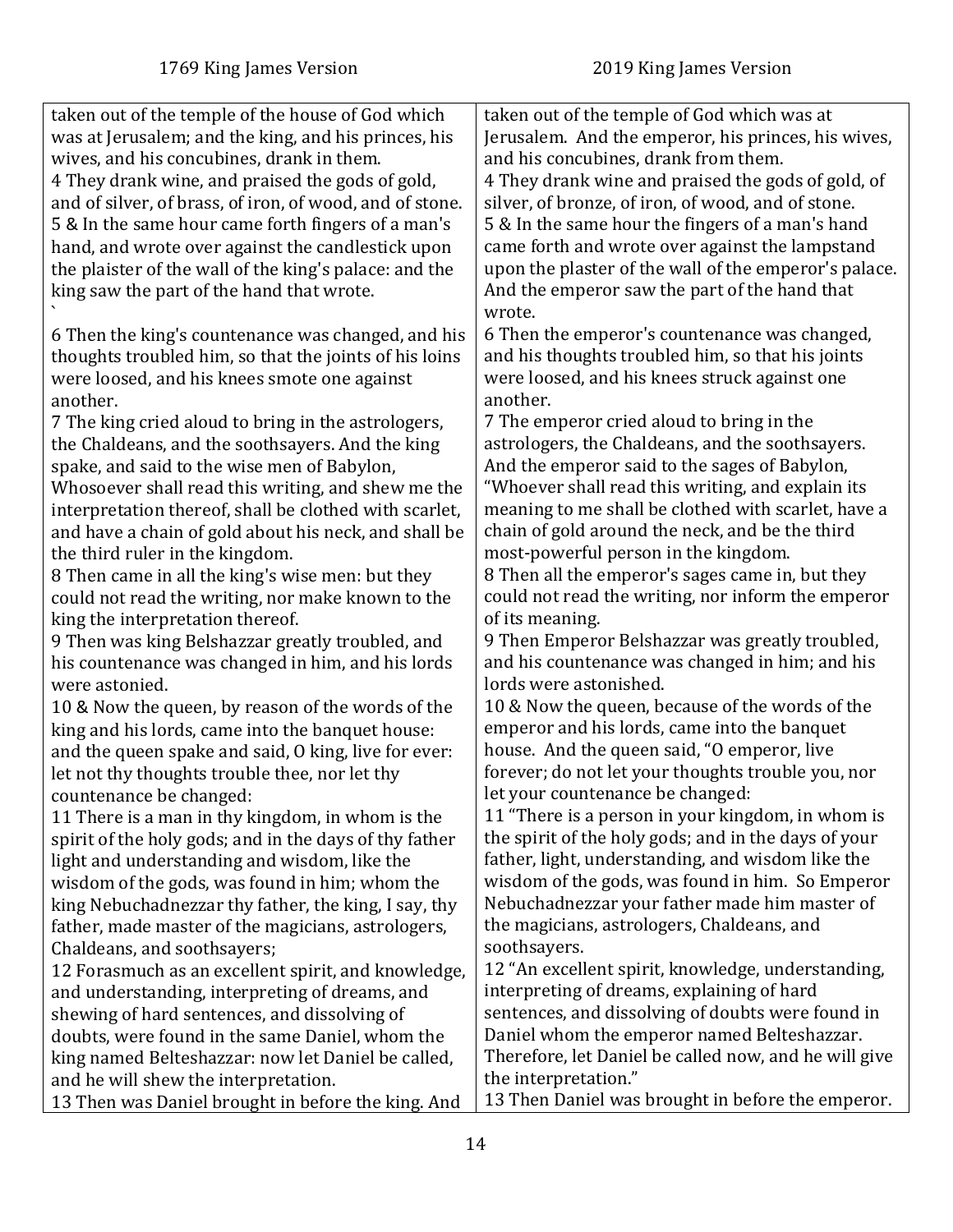| 1769 King James Version | 2019 King James Version |
|---|---|
| taken out of the temple of the house of God which was at Jerusalem; and the king, and his princes, his wives, and his concubines, drank in them. | taken out of the temple of God which was at Jerusalem. And the emperor, his princes, his wives, and his concubines, drank from them. |
| 4 They drank wine, and praised the gods of gold, and of silver, of brass, of iron, of wood, and of stone. | 4 They drank wine and praised the gods of gold, of silver, of bronze, of iron, of wood, and of stone. |
| 5 & In the same hour came forth fingers of a man's hand, and wrote over against the candlestick upon the plaister of the wall of the king's palace: and the king saw the part of the hand that wrote. ` | 5 & In the same hour the fingers of a man's hand came forth and wrote over against the lampstand upon the plaster of the wall of the emperor's palace. And the emperor saw the part of the hand that wrote. |
| 6 Then the king's countenance was changed, and his thoughts troubled him, so that the joints of his loins were loosed, and his knees smote one against another. | 6 Then the emperor's countenance was changed, and his thoughts troubled him, so that his joints were loosed, and his knees struck against one another. |
| 7 The king cried aloud to bring in the astrologers, the Chaldeans, and the soothsayers. And the king spake, and said to the wise men of Babylon, Whosoever shall read this writing, and shew me the interpretation thereof, shall be clothed with scarlet, and have a chain of gold about his neck, and shall be the third ruler in the kingdom. | 7 The emperor cried aloud to bring in the astrologers, the Chaldeans, and the soothsayers. And the emperor said to the sages of Babylon, "Whoever shall read this writing, and explain its meaning to me shall be clothed with scarlet, have a chain of gold around the neck, and be the third most-powerful person in the kingdom. |
| 8 Then came in all the king's wise men: but they could not read the writing, nor make known to the king the interpretation thereof. | 8 Then all the emperor's sages came in, but they could not read the writing, nor inform the emperor of its meaning. |
| 9 Then was king Belshazzar greatly troubled, and his countenance was changed in him, and his lords were astonied. | 9 Then Emperor Belshazzar was greatly troubled, and his countenance was changed in him; and his lords were astonished. |
| 10 & Now the queen, by reason of the words of the king and his lords, came into the banquet house: and the queen spake and said, O king, live for ever: let not thy thoughts trouble thee, nor let thy countenance be changed: | 10 & Now the queen, because of the words of the emperor and his lords, came into the banquet house. And the queen said, "O emperor, live forever; do not let your thoughts trouble you, nor let your countenance be changed: |
| 11 There is a man in thy kingdom, in whom is the spirit of the holy gods; and in the days of thy father light and understanding and wisdom, like the wisdom of the gods, was found in him; whom the king Nebuchadnezzar thy father, the king, I say, thy father, made master of the magicians, astrologers, Chaldeans, and soothsayers; | 11 "There is a person in your kingdom, in whom is the spirit of the holy gods; and in the days of your father, light, understanding, and wisdom like the wisdom of the gods, was found in him. So Emperor Nebuchadnezzar your father made him master of the magicians, astrologers, Chaldeans, and soothsayers. |
| 12 Forasmuch as an excellent spirit, and knowledge, and understanding, interpreting of dreams, and shewing of hard sentences, and dissolving of doubts, were found in the same Daniel, whom the king named Belteshazzar: now let Daniel be called, and he will shew the interpretation. | 12 "An excellent spirit, knowledge, understanding, interpreting of dreams, explaining of hard sentences, and dissolving of doubts were found in Daniel whom the emperor named Belteshazzar. Therefore, let Daniel be called now, and he will give the interpretation." |
| 13 Then was Daniel brought in before the king. And | 13 Then Daniel was brought in before the emperor. |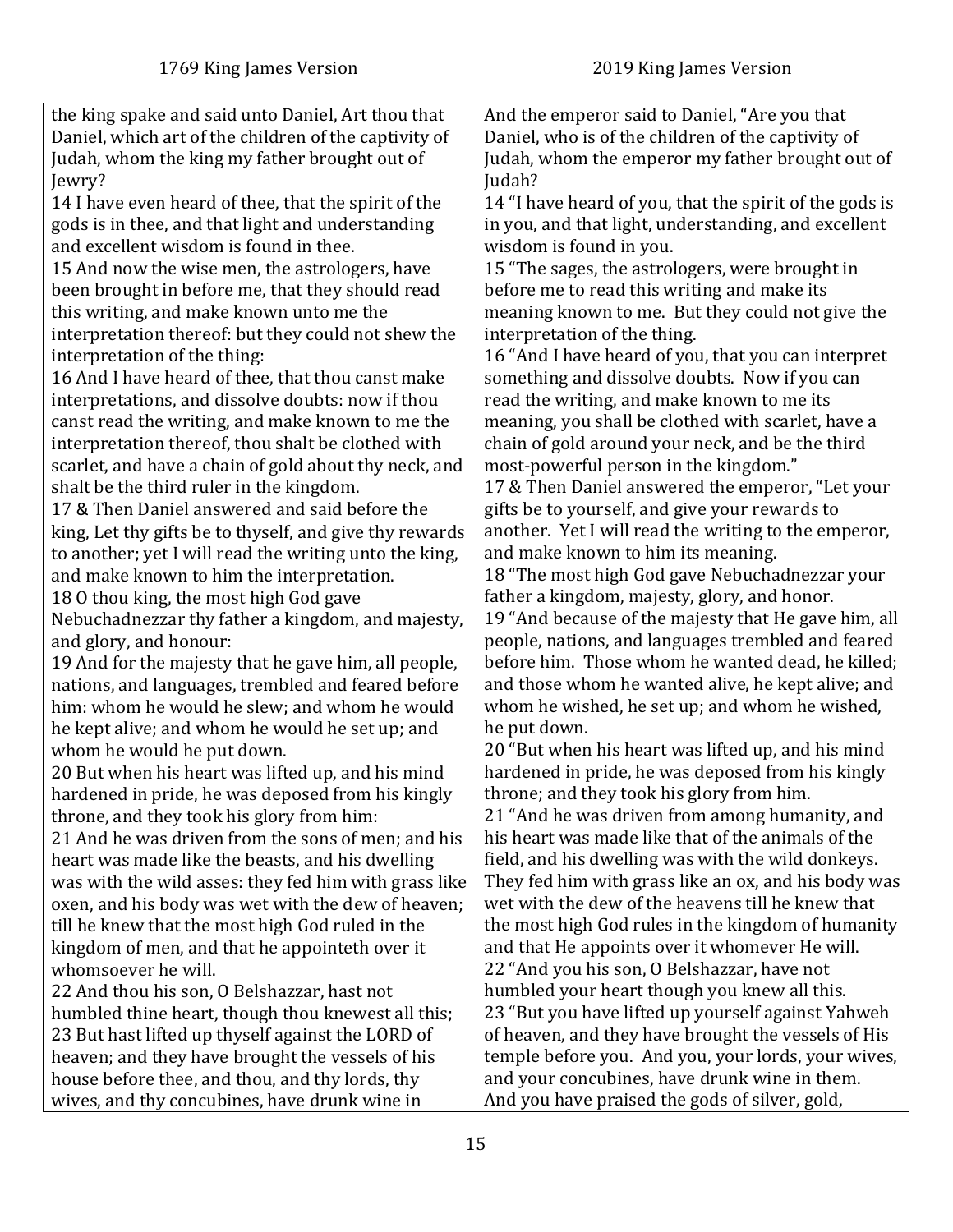| 1769 King James Version | 2019 King James Version |
| --- | --- |
| the king spake and said unto Daniel, Art thou that Daniel, which art of the children of the captivity of Judah, whom the king my father brought out of Jewry? | And the emperor said to Daniel, "Are you that Daniel, who is of the children of the captivity of Judah, whom the emperor my father brought out of Judah? |
| 14 I have even heard of thee, that the spirit of the gods is in thee, and that light and understanding and excellent wisdom is found in thee. | 14 "I have heard of you, that the spirit of the gods is in you, and that light, understanding, and excellent wisdom is found in you. |
| 15 And now the wise men, the astrologers, have been brought in before me, that they should read this writing, and make known unto me the interpretation thereof: but they could not shew the interpretation of the thing: | 15 "The sages, the astrologers, were brought in before me to read this writing and make its meaning known to me. But they could not give the interpretation of the thing. |
| 16 And I have heard of thee, that thou canst make interpretations, and dissolve doubts: now if thou canst read the writing, and make known to me the interpretation thereof, thou shalt be clothed with scarlet, and have a chain of gold about thy neck, and shalt be the third ruler in the kingdom. | 16 "And I have heard of you, that you can interpret something and dissolve doubts. Now if you can read the writing, and make known to me its meaning, you shall be clothed with scarlet, have a chain of gold around your neck, and be the third most-powerful person in the kingdom." |
| 17 & Then Daniel answered and said before the king, Let thy gifts be to thyself, and give thy rewards to another; yet I will read the writing unto the king, and make known to him the interpretation. | 17 & Then Daniel answered the emperor, "Let your gifts be to yourself, and give your rewards to another. Yet I will read the writing to the emperor, and make known to him its meaning. |
| 18 O thou king, the most high God gave Nebuchadnezzar thy father a kingdom, and majesty, and glory, and honour: | 18 "The most high God gave Nebuchadnezzar your father a kingdom, majesty, glory, and honor. |
| 19 And for the majesty that he gave him, all people, nations, and languages, trembled and feared before him: whom he would he slew; and whom he would he kept alive; and whom he would he set up; and whom he would he put down. | 19 "And because of the majesty that He gave him, all people, nations, and languages trembled and feared before him. Those whom he wanted dead, he killed; and those whom he wanted alive, he kept alive; and whom he wished, he set up; and whom he wished, he put down. |
| 20 But when his heart was lifted up, and his mind hardened in pride, he was deposed from his kingly throne, and they took his glory from him: | 20 "But when his heart was lifted up, and his mind hardened in pride, he was deposed from his kingly throne; and they took his glory from him. |
| 21 And he was driven from the sons of men; and his heart was made like the beasts, and his dwelling was with the wild asses: they fed him with grass like oxen, and his body was wet with the dew of heaven; till he knew that the most high God ruled in the kingdom of men, and that he appointeth over it whomsoever he will. | 21 "And he was driven from among humanity, and his heart was made like that of the animals of the field, and his dwelling was with the wild donkeys. They fed him with grass like an ox, and his body was wet with the dew of the heavens till he knew that the most high God rules in the kingdom of humanity and that He appoints over it whomever He will. |
| 22 And thou his son, O Belshazzar, hast not humbled thine heart, though thou knewest all this; | 22 "And you his son, O Belshazzar, have not humbled your heart though you knew all this. |
| 23 But hast lifted up thyself against the LORD of heaven; and they have brought the vessels of his house before thee, and thou, and thy lords, thy wives, and thy concubines, have drunk wine in | 23 "But you have lifted up yourself against Yahweh of heaven, and they have brought the vessels of His temple before you. And you, your lords, your wives, and your concubines, have drunk wine in them. And you have praised the gods of silver, gold, |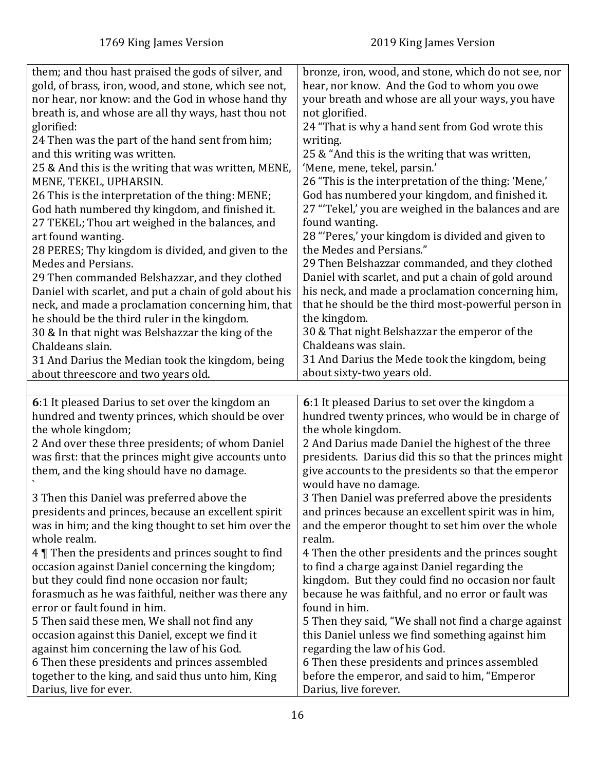| 1769 King James Version | 2019 King James Version |
| --- | --- |
| them; and thou hast praised the gods of silver, and gold, of brass, iron, wood, and stone, which see not, nor hear, nor know: and the God in whose hand thy breath is, and whose are all thy ways, hast thou not glorified:<br>24 Then was the part of the hand sent from him; and this writing was written.<br>25 & And this is the writing that was written, MENE, MENE, TEKEL, UPHARSIN.<br>26 This is the interpretation of the thing: MENE; God hath numbered thy kingdom, and finished it.<br>27 TEKEL; Thou art weighed in the balances, and art found wanting.<br>28 PERES; Thy kingdom is divided, and given to the Medes and Persians.<br>29 Then commanded Belshazzar, and they clothed Daniel with scarlet, and put a chain of gold about his neck, and made a proclamation concerning him, that he should be the third ruler in the kingdom.<br>30 & In that night was Belshazzar the king of the Chaldeans slain.<br>31 And Darius the Median took the kingdom, being about threescore and two years old. | bronze, iron, wood, and stone, which do not see, nor hear, nor know. And the God to whom you owe your breath and whose are all your ways, you have not glorified.<br>24 "That is why a hand sent from God wrote this writing.<br>25 & "And this is the writing that was written, 'Mene, mene, tekel, parsin.'<br>26 "This is the interpretation of the thing: 'Mene,' God has numbered your kingdom, and finished it.<br>27 "'Tekel,' you are weighed in the balances and are found wanting.<br>28 "'Peres,' your kingdom is divided and given to the Medes and Persians."<br>29 Then Belshazzar commanded, and they clothed Daniel with scarlet, and put a chain of gold around his neck, and made a proclamation concerning him, that he should be the third most-powerful person in the kingdom.<br>30 & That night Belshazzar the emperor of the Chaldeans was slain.<br>31 And Darius the Mede took the kingdom, being about sixty-two years old. |
| | |
| **6**:1 It pleased Darius to set over the kingdom an hundred and twenty princes, which should be over the whole kingdom;<br>2 And over these three presidents; of whom Daniel was first: that the princes might give accounts unto them, and the king should have no damage.<br>`<br>3 Then this Daniel was preferred above the presidents and princes, because an excellent spirit was in him; and the king thought to set him over the whole realm.<br>4 ¶ Then the presidents and princes sought to find occasion against Daniel concerning the kingdom; but they could find none occasion nor fault; forasmuch as he was faithful, neither was there any error or fault found in him.<br>5 Then said these men, We shall not find any occasion against this Daniel, except we find it against him concerning the law of his God.<br>6 Then these presidents and princes assembled together to the king, and said thus unto him, King Darius, live for ever. | **6**:1 It pleased Darius to set over the kingdom a hundred twenty princes, who would be in charge of the whole kingdom.<br>2 And Darius made Daniel the highest of the three presidents. Darius did this so that the princes might give accounts to the presidents so that the emperor would have no damage.<br>3 Then Daniel was preferred above the presidents and princes because an excellent spirit was in him, and the emperor thought to set him over the whole realm.<br>4 Then the other presidents and the princes sought to find a charge against Daniel regarding the kingdom. But they could find no occasion nor fault because he was faithful, and no error or fault was found in him.<br>5 Then they said, "We shall not find a charge against this Daniel unless we find something against him regarding the law of his God.<br>6 Then these presidents and princes assembled before the emperor, and said to him, "Emperor Darius, live forever. |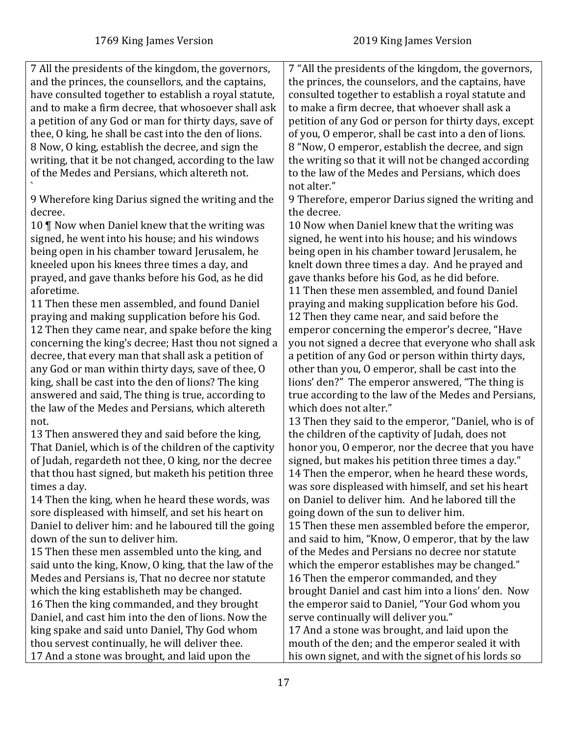| 1769 King James Version | 2019 King James Version |
|---|---|
| 7 All the presidents of the kingdom, the governors, and the princes, the counsellors, and the captains, have consulted together to establish a royal statute, and to make a firm decree, that whosoever shall ask a petition of any God or man for thirty days, save of thee, O king, he shall be cast into the den of lions. | 7 "All the presidents of the kingdom, the governors, the princes, the counselors, and the captains, have consulted together to establish a royal statute and to make a firm decree, that whoever shall ask a petition of any God or person for thirty days, except of you, O emperor, shall be cast into a den of lions. |
| 8 Now, O king, establish the decree, and sign the writing, that it be not changed, according to the law of the Medes and Persians, which altereth not. | 8 "Now, O emperor, establish the decree, and sign the writing so that it will not be changed according to the law of the Medes and Persians, which does not alter." |
| 9 Wherefore king Darius signed the writing and the decree. | 9 Therefore, emperor Darius signed the writing and the decree. |
| 10 ¶ Now when Daniel knew that the writing was signed, he went into his house; and his windows being open in his chamber toward Jerusalem, he kneeled upon his knees three times a day, and prayed, and gave thanks before his God, as he did aforetime. | 10 Now when Daniel knew that the writing was signed, he went into his house; and his windows being open in his chamber toward Jerusalem, he knelt down three times a day. And he prayed and gave thanks before his God, as he did before. |
| 11 Then these men assembled, and found Daniel praying and making supplication before his God. | 11 Then these men assembled, and found Daniel praying and making supplication before his God. |
| 12 Then they came near, and spake before the king concerning the king's decree; Hast thou not signed a decree, that every man that shall ask a petition of any God or man within thirty days, save of thee, O king, shall be cast into the den of lions? The king answered and said, The thing is true, according to the law of the Medes and Persians, which altereth not. | 12 Then they came near, and said before the emperor concerning the emperor's decree, "Have you not signed a decree that everyone who shall ask a petition of any God or person within thirty days, other than you, O emperor, shall be cast into the lions' den?" The emperor answered, "The thing is true according to the law of the Medes and Persians, which does not alter." |
| 13 Then answered they and said before the king, That Daniel, which is of the children of the captivity of Judah, regardeth not thee, O king, nor the decree that thou hast signed, but maketh his petition three times a day. | 13 Then they said to the emperor, "Daniel, who is of the children of the captivity of Judah, does not honor you, O emperor, nor the decree that you have signed, but makes his petition three times a day." |
| 14 Then the king, when he heard these words, was sore displeased with himself, and set his heart on Daniel to deliver him: and he laboured till the going down of the sun to deliver him. | 14 Then the emperor, when he heard these words, was sore displeased with himself, and set his heart on Daniel to deliver him. And he labored till the going down of the sun to deliver him. |
| 15 Then these men assembled unto the king, and said unto the king, Know, O king, that the law of the Medes and Persians is, That no decree nor statute which the king establisheth may be changed. | 15 Then these men assembled before the emperor, and said to him, "Know, O emperor, that by the law of the Medes and Persians no decree nor statute which the emperor establishes may be changed." |
| 16 Then the king commanded, and they brought Daniel, and cast him into the den of lions. Now the king spake and said unto Daniel, Thy God whom thou servest continually, he will deliver thee. | 16 Then the emperor commanded, and they brought Daniel and cast him into a lions' den. Now the emperor said to Daniel, "Your God whom you serve continually will deliver you." |
| 17 And a stone was brought, and laid upon the | 17 And a stone was brought, and laid upon the mouth of the den; and the emperor sealed it with his own signet, and with the signet of his lords so |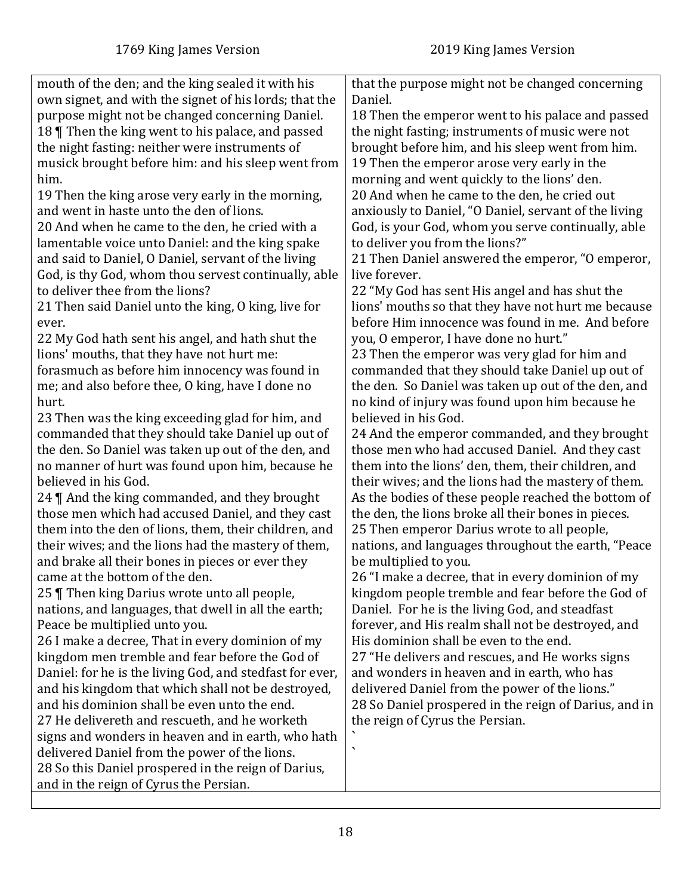| 1769 King James Version | 2019 King James Version |
|---|---|
| mouth of the den; and the king sealed it with his own signet, and with the signet of his lords; that the purpose might not be changed concerning Daniel.<br>18 ¶ Then the king went to his palace, and passed the night fasting: neither were instruments of musick brought before him: and his sleep went from him.<br>19 Then the king arose very early in the morning, and went in haste unto the den of lions.<br>20 And when he came to the den, he cried with a lamentable voice unto Daniel: and the king spake and said to Daniel, O Daniel, servant of the living God, is thy God, whom thou servest continually, able to deliver thee from the lions?<br>21 Then said Daniel unto the king, O king, live for ever.<br>22 My God hath sent his angel, and hath shut the lions' mouths, that they have not hurt me: forasmuch as before him innocency was found in me; and also before thee, O king, have I done no hurt.<br>23 Then was the king exceeding glad for him, and commanded that they should take Daniel up out of the den. So Daniel was taken up out of the den, and no manner of hurt was found upon him, because he believed in his God.<br>24 ¶ And the king commanded, and they brought those men which had accused Daniel, and they cast them into the den of lions, them, their children, and their wives; and the lions had the mastery of them, and brake all their bones in pieces or ever they came at the bottom of the den.<br>25 ¶ Then king Darius wrote unto all people, nations, and languages, that dwell in all the earth; Peace be multiplied unto you.<br>26 I make a decree, That in every dominion of my kingdom men tremble and fear before the God of Daniel: for he is the living God, and stedfast for ever, and his kingdom that which shall not be destroyed, and his dominion shall be even unto the end.<br>27 He delivereth and rescueth, and he worketh signs and wonders in heaven and in earth, who hath delivered Daniel from the power of the lions.<br>28 So this Daniel prospered in the reign of Darius, and in the reign of Cyrus the Persian. | that the purpose might not be changed concerning Daniel.<br>18 Then the emperor went to his palace and passed the night fasting; instruments of music were not brought before him, and his sleep went from him.<br>19 Then the emperor arose very early in the morning and went quickly to the lions' den.<br>20 And when he came to the den, he cried out anxiously to Daniel, "O Daniel, servant of the living God, is your God, whom you serve continually, able to deliver you from the lions?"<br>21 Then Daniel answered the emperor, "O emperor, live forever.<br>22 "My God has sent His angel and has shut the lions' mouths so that they have not hurt me because before Him innocence was found in me. And before you, O emperor, I have done no hurt."<br>23 Then the emperor was very glad for him and commanded that they should take Daniel up out of the den. So Daniel was taken up out of the den, and no kind of injury was found upon him because he believed in his God.<br>24 And the emperor commanded, and they brought those men who had accused Daniel. And they cast them into the lions' den, them, their children, and their wives; and the lions had the mastery of them. As the bodies of these people reached the bottom of the den, the lions broke all their bones in pieces.<br>25 Then emperor Darius wrote to all people, nations, and languages throughout the earth, "Peace be multiplied to you.<br>26 "I make a decree, that in every dominion of my kingdom people tremble and fear before the God of Daniel. For he is the living God, and steadfast forever, and His realm shall not be destroyed, and His dominion shall be even to the end.<br>27 "He delivers and rescues, and He works signs and wonders in heaven and in earth, who has delivered Daniel from the power of the lions."<br>28 So Daniel prospered in the reign of Darius, and in the reign of Cyrus the Persian.<br>`<br>` |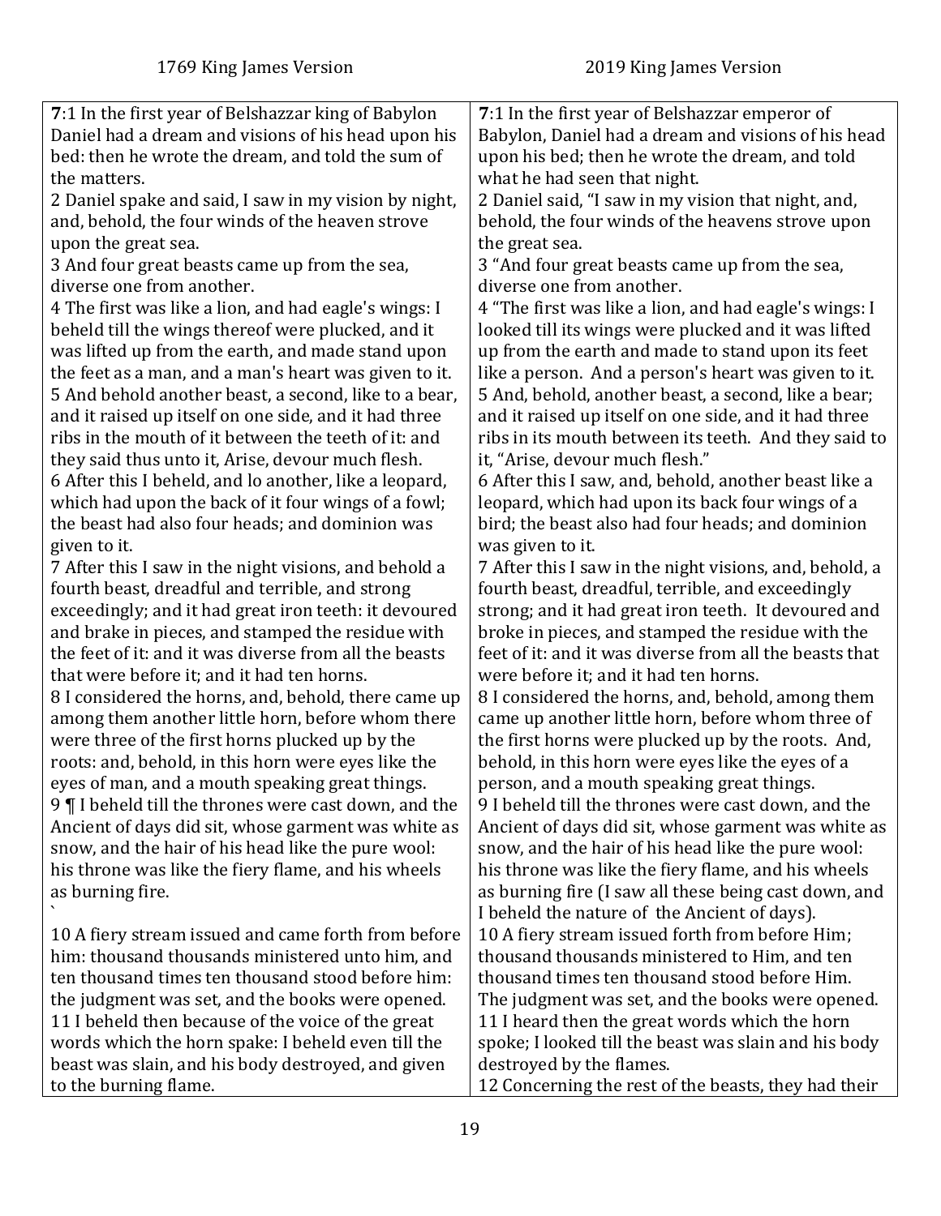| 1769 King James Version | 2019 King James Version |
|---|---|
| **7**:1 In the first year of Belshazzar king of Babylon Daniel had a dream and visions of his head upon his bed: then he wrote the dream, and told the sum of the matters.<br>2 Daniel spake and said, I saw in my vision by night, and, behold, the four winds of the heaven strove upon the great sea.<br>3 And four great beasts came up from the sea, diverse one from another.<br>4 The first was like a lion, and had eagle's wings: I beheld till the wings thereof were plucked, and it was lifted up from the earth, and made stand upon the feet as a man, and a man's heart was given to it.<br>5 And behold another beast, a second, like to a bear, and it raised up itself on one side, and it had three ribs in the mouth of it between the teeth of it: and they said thus unto it, Arise, devour much flesh.<br>6 After this I beheld, and lo another, like a leopard, which had upon the back of it four wings of a fowl; the beast had also four heads; and dominion was given to it.<br>7 After this I saw in the night visions, and behold a fourth beast, dreadful and terrible, and strong exceedingly; and it had great iron teeth: it devoured and brake in pieces, and stamped the residue with the feet of it: and it was diverse from all the beasts that were before it; and it had ten horns.<br>8 I considered the horns, and, behold, there came up among them another little horn, before whom there were three of the first horns plucked up by the roots: and, behold, in this horn were eyes like the eyes of man, and a mouth speaking great things.<br>9 ¶ I beheld till the thrones were cast down, and the Ancient of days did sit, whose garment was white as snow, and the hair of his head like the pure wool: his throne was like the fiery flame, and his wheels as burning fire.<br>`<br>10 A fiery stream issued and came forth from before him: thousand thousands ministered unto him, and ten thousand times ten thousand stood before him: the judgment was set, and the books were opened.<br>11 I beheld then because of the voice of the great words which the horn spake: I beheld even till the beast was slain, and his body destroyed, and given to the burning flame. | **7**:1 In the first year of Belshazzar emperor of Babylon, Daniel had a dream and visions of his head upon his bed; then he wrote the dream, and told what he had seen that night.<br>2 Daniel said, "I saw in my vision that night, and, behold, the four winds of the heavens strove upon the great sea.<br>3 "And four great beasts came up from the sea, diverse one from another.<br>4 "The first was like a lion, and had eagle's wings: I looked till its wings were plucked and it was lifted up from the earth and made to stand upon its feet like a person. And a person's heart was given to it.<br>5 And, behold, another beast, a second, like a bear; and it raised up itself on one side, and it had three ribs in its mouth between its teeth. And they said to it, "Arise, devour much flesh."<br>6 After this I saw, and, behold, another beast like a leopard, which had upon its back four wings of a bird; the beast also had four heads; and dominion was given to it.<br>7 After this I saw in the night visions, and, behold, a fourth beast, dreadful, terrible, and exceedingly strong; and it had great iron teeth. It devoured and broke in pieces, and stamped the residue with the feet of it: and it was diverse from all the beasts that were before it; and it had ten horns.<br>8 I considered the horns, and, behold, among them came up another little horn, before whom three of the first horns were plucked up by the roots. And, behold, in this horn were eyes like the eyes of a person, and a mouth speaking great things.<br>9 I beheld till the thrones were cast down, and the Ancient of days did sit, whose garment was white as snow, and the hair of his head like the pure wool: his throne was like the fiery flame, and his wheels as burning fire (I saw all these being cast down, and I beheld the nature of the Ancient of days).<br>10 A fiery stream issued forth from before Him; thousand thousands ministered to Him, and ten thousand times ten thousand stood before Him. The judgment was set, and the books were opened.<br>11 I heard then the great words which the horn spoke; I looked till the beast was slain and his body destroyed by the flames.<br>12 Concerning the rest of the beasts, they had their |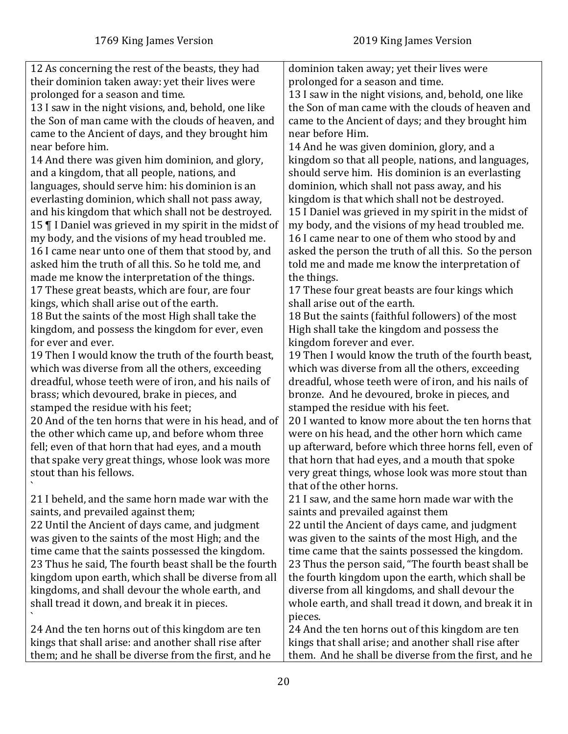| 1769 King James Version | 2019 King James Version |
| --- | --- |
| 12 As concerning the rest of the beasts, they had their dominion taken away: yet their lives were prolonged for a season and time. | dominion taken away; yet their lives were prolonged for a season and time. |
| 13 I saw in the night visions, and, behold, one like the Son of man came with the clouds of heaven, and came to the Ancient of days, and they brought him near before him. | 13 I saw in the night visions, and, behold, one like the Son of man came with the clouds of heaven and came to the Ancient of days; and they brought him near before Him. |
| 14 And there was given him dominion, and glory, and a kingdom, that all people, nations, and languages, should serve him: his dominion is an everlasting dominion, which shall not pass away, and his kingdom that which shall not be destroyed. | 14 And he was given dominion, glory, and a kingdom so that all people, nations, and languages, should serve him. His dominion is an everlasting dominion, which shall not pass away, and his kingdom is that which shall not be destroyed. |
| 15 ¶ I Daniel was grieved in my spirit in the midst of my body, and the visions of my head troubled me. | 15 I Daniel was grieved in my spirit in the midst of my body, and the visions of my head troubled me. |
| 16 I came near unto one of them that stood by, and asked him the truth of all this. So he told me, and made me know the interpretation of the things. | 16 I came near to one of them who stood by and asked the person the truth of all this. So the person told me and made me know the interpretation of the things. |
| 17 These great beasts, which are four, are four kings, which shall arise out of the earth. | 17 These four great beasts are four kings which shall arise out of the earth. |
| 18 But the saints of the most High shall take the kingdom, and possess the kingdom for ever, even for ever and ever. | 18 But the saints (faithful followers) of the most High shall take the kingdom and possess the kingdom forever and ever. |
| 19 Then I would know the truth of the fourth beast, which was diverse from all the others, exceeding dreadful, whose teeth were of iron, and his nails of brass; which devoured, brake in pieces, and stamped the residue with his feet; | 19 Then I would know the truth of the fourth beast, which was diverse from all the others, exceeding dreadful, whose teeth were of iron, and his nails of bronze. And he devoured, broke in pieces, and stamped the residue with his feet. |
| 20 And of the ten horns that were in his head, and of the other which came up, and before whom three fell; even of that horn that had eyes, and a mouth that spake very great things, whose look was more stout than his fellows. ` | 20 I wanted to know more about the ten horns that were on his head, and the other horn which came up afterward, before which three horns fell, even of that horn that had eyes, and a mouth that spoke very great things, whose look was more stout than that of the other horns. |
| 21 I beheld, and the same horn made war with the saints, and prevailed against them; | 21 I saw, and the same horn made war with the saints and prevailed against them |
| 22 Until the Ancient of days came, and judgment was given to the saints of the most High; and the time came that the saints possessed the kingdom. | 22 until the Ancient of days came, and judgment was given to the saints of the most High, and the time came that the saints possessed the kingdom. |
| 23 Thus he said, The fourth beast shall be the fourth kingdom upon earth, which shall be diverse from all kingdoms, and shall devour the whole earth, and shall tread it down, and break it in pieces. ` | 23 Thus the person said, "The fourth beast shall be the fourth kingdom upon the earth, which shall be diverse from all kingdoms, and shall devour the whole earth, and shall tread it down, and break it in pieces. |
| 24 And the ten horns out of this kingdom are ten kings that shall arise: and another shall rise after them; and he shall be diverse from the first, and he | 24 And the ten horns out of this kingdom are ten kings that shall arise; and another shall rise after them. And he shall be diverse from the first, and he |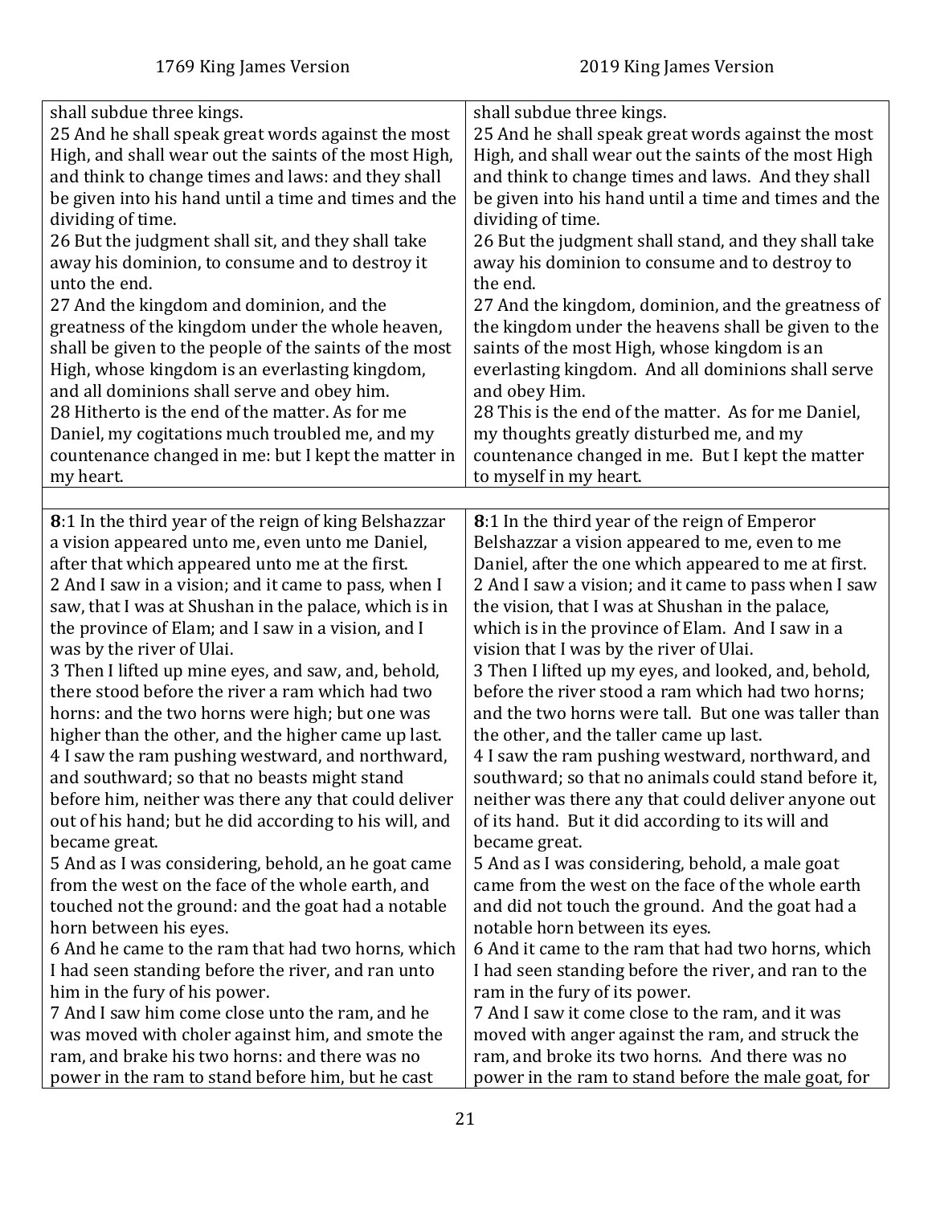| 1769 King James Version | 2019 King James Version |
|---|---|
| shall subdue three kings.<br>25 And he shall speak great words against the most High, and shall wear out the saints of the most High, and think to change times and laws: and they shall be given into his hand until a time and times and the dividing of time.<br>26 But the judgment shall sit, and they shall take away his dominion, to consume and to destroy it unto the end.<br>27 And the kingdom and dominion, and the greatness of the kingdom under the whole heaven, shall be given to the people of the saints of the most High, whose kingdom is an everlasting kingdom, and all dominions shall serve and obey him.<br>28 Hitherto is the end of the matter. As for me Daniel, my cogitations much troubled me, and my countenance changed in me: but I kept the matter in my heart. | shall subdue three kings.<br>25 And he shall speak great words against the most High, and shall wear out the saints of the most High and think to change times and laws. And they shall be given into his hand until a time and times and the dividing of time.<br>26 But the judgment shall stand, and they shall take away his dominion to consume and to destroy to the end.<br>27 And the kingdom, dominion, and the greatness of the kingdom under the heavens shall be given to the saints of the most High, whose kingdom is an everlasting kingdom. And all dominions shall serve and obey Him.<br>28 This is the end of the matter. As for me Daniel, my thoughts greatly disturbed me, and my countenance changed in me. But I kept the matter to myself in my heart. |
| | |
| **8**:1 In the third year of the reign of king Belshazzar a vision appeared unto me, even unto me Daniel, after that which appeared unto me at the first.<br>2 And I saw in a vision; and it came to pass, when I saw, that I was at Shushan in the palace, which is in the province of Elam; and I saw in a vision, and I was by the river of Ulai.<br>3 Then I lifted up mine eyes, and saw, and, behold, there stood before the river a ram which had two horns: and the two horns were high; but one was higher than the other, and the higher came up last.<br>4 I saw the ram pushing westward, and northward, and southward; so that no beasts might stand before him, neither was there any that could deliver out of his hand; but he did according to his will, and became great.<br>5 And as I was considering, behold, an he goat came from the west on the face of the whole earth, and touched not the ground: and the goat had a notable horn between his eyes.<br>6 And he came to the ram that had two horns, which I had seen standing before the river, and ran unto him in the fury of his power.<br>7 And I saw him come close unto the ram, and he was moved with choler against him, and smote the ram, and brake his two horns: and there was no power in the ram to stand before him, but he cast | **8**:1 In the third year of the reign of Emperor Belshazzar a vision appeared to me, even to me Daniel, after the one which appeared to me at first.<br>2 And I saw a vision; and it came to pass when I saw the vision, that I was at Shushan in the palace, which is in the province of Elam. And I saw in a vision that I was by the river of Ulai.<br>3 Then I lifted up my eyes, and looked, and, behold, before the river stood a ram which had two horns; and the two horns were tall. But one was taller than the other, and the taller came up last.<br>4 I saw the ram pushing westward, northward, and southward; so that no animals could stand before it, neither was there any that could deliver anyone out of its hand. But it did according to its will and became great.<br>5 And as I was considering, behold, a male goat came from the west on the face of the whole earth and did not touch the ground. And the goat had a notable horn between its eyes.<br>6 And it came to the ram that had two horns, which I had seen standing before the river, and ran to the ram in the fury of its power.<br>7 And I saw it come close to the ram, and it was moved with anger against the ram, and struck the ram, and broke its two horns. And there was no power in the ram to stand before the male goat, for |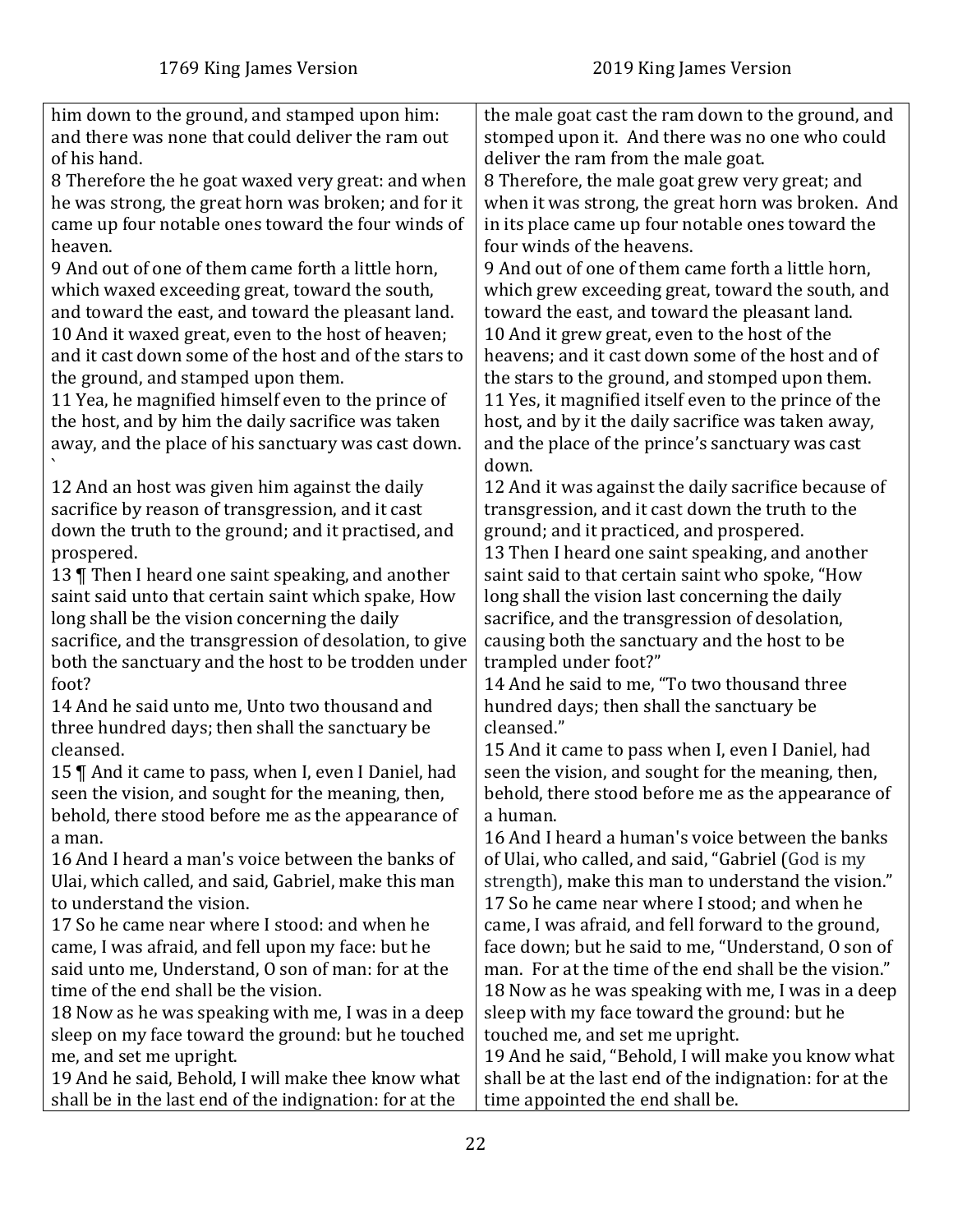| 1769 King James Version | 2019 King James Version |
|---|---|
| him down to the ground, and stamped upon him: and there was none that could deliver the ram out of his hand.<br>8 Therefore the he goat waxed very great: and when he was strong, the great horn was broken; and for it came up four notable ones toward the four winds of heaven.<br>9 And out of one of them came forth a little horn, which waxed exceeding great, toward the south, and toward the east, and toward the pleasant land.<br>10 And it waxed great, even to the host of heaven; and it cast down some of the host and of the stars to the ground, and stamped upon them.<br>11 Yea, he magnified himself even to the prince of the host, and by him the daily sacrifice was taken away, and the place of his sanctuary was cast down. `<br>12 And an host was given him against the daily sacrifice by reason of transgression, and it cast down the truth to the ground; and it practised, and prospered.<br>13 ¶ Then I heard one saint speaking, and another saint said unto that certain saint which spake, How long shall be the vision concerning the daily sacrifice, and the transgression of desolation, to give both the sanctuary and the host to be trodden under foot?<br>14 And he said unto me, Unto two thousand and three hundred days; then shall the sanctuary be cleansed.<br>15 ¶ And it came to pass, when I, even I Daniel, had seen the vision, and sought for the meaning, then, behold, there stood before me as the appearance of a man.<br>16 And I heard a man's voice between the banks of Ulai, which called, and said, Gabriel, make this man to understand the vision.<br>17 So he came near where I stood: and when he came, I was afraid, and fell upon my face: but he said unto me, Understand, O son of man: for at the time of the end shall be the vision.<br>18 Now as he was speaking with me, I was in a deep sleep on my face toward the ground: but he touched me, and set me upright.<br>19 And he said, Behold, I will make thee know what shall be in the last end of the indignation: for at the | the male goat cast the ram down to the ground, and stomped upon it. And there was no one who could deliver the ram from the male goat.<br>8 Therefore, the male goat grew very great; and when it was strong, the great horn was broken. And in its place came up four notable ones toward the four winds of the heavens.<br>9 And out of one of them came forth a little horn, which grew exceeding great, toward the south, and toward the east, and toward the pleasant land.<br>10 And it grew great, even to the host of the heavens; and it cast down some of the host and of the stars to the ground, and stomped upon them.<br>11 Yes, it magnified itself even to the prince of the host, and by it the daily sacrifice was taken away, and the place of the prince's sanctuary was cast down.<br>12 And it was against the daily sacrifice because of transgression, and it cast down the truth to the ground; and it practiced, and prospered.<br>13 Then I heard one saint speaking, and another saint said to that certain saint who spoke, "How long shall the vision last concerning the daily sacrifice, and the transgression of desolation, causing both the sanctuary and the host to be trampled under foot?"<br>14 And he said to me, "To two thousand three hundred days; then shall the sanctuary be cleansed."<br>15 And it came to pass when I, even I Daniel, had seen the vision, and sought for the meaning, then, behold, there stood before me as the appearance of a human.<br>16 And I heard a human's voice between the banks of Ulai, who called, and said, "Gabriel (God is my strength), make this man to understand the vision."<br>17 So he came near where I stood; and when he came, I was afraid, and fell forward to the ground, face down; but he said to me, "Understand, O son of man. For at the time of the end shall be the vision."<br>18 Now as he was speaking with me, I was in a deep sleep with my face toward the ground: but he touched me, and set me upright.<br>19 And he said, "Behold, I will make you know what shall be at the last end of the indignation: for at the time appointed the end shall be. |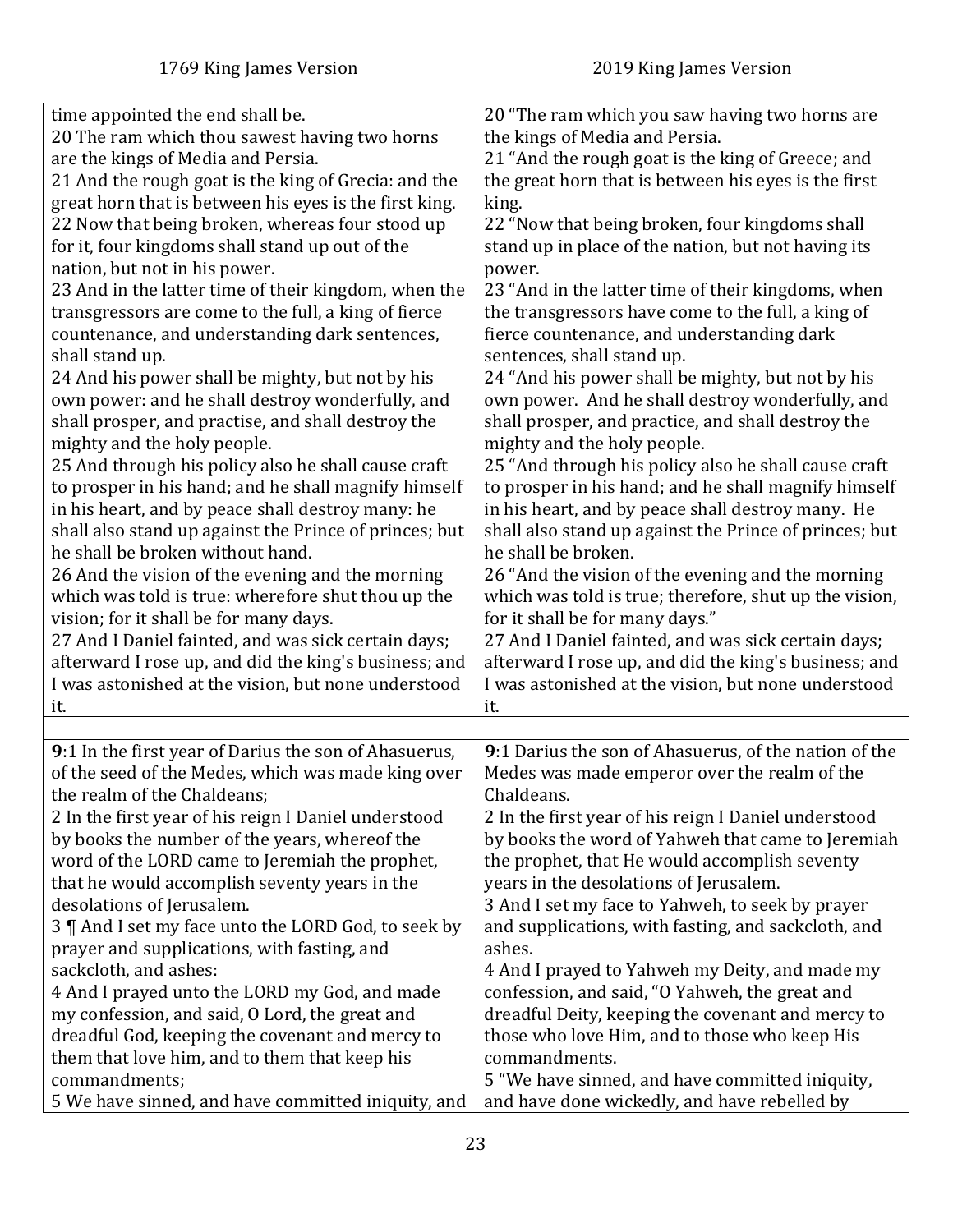| 1769 King James Version | 2019 King James Version |
|---|---|
| time appointed the end shall be.<br>20 The ram which thou sawest having two horns are the kings of Media and Persia.<br>21 And the rough goat is the king of Grecia: and the great horn that is between his eyes is the first king.<br>22 Now that being broken, whereas four stood up for it, four kingdoms shall stand up out of the nation, but not in his power.<br>23 And in the latter time of their kingdom, when the transgressors are come to the full, a king of fierce countenance, and understanding dark sentences, shall stand up.<br>24 And his power shall be mighty, but not by his own power: and he shall destroy wonderfully, and shall prosper, and practise, and shall destroy the mighty and the holy people.<br>25 And through his policy also he shall cause craft to prosper in his hand; and he shall magnify himself in his heart, and by peace shall destroy many: he shall also stand up against the Prince of princes; but he shall be broken without hand.<br>26 And the vision of the evening and the morning which was told is true: wherefore shut thou up the vision; for it shall be for many days.<br>27 And I Daniel fainted, and was sick certain days; afterward I rose up, and did the king's business; and I was astonished at the vision, but none understood it. | 20 "The ram which you saw having two horns are the kings of Media and Persia.<br>21 "And the rough goat is the king of Greece; and the great horn that is between his eyes is the first king.<br>22 "Now that being broken, four kingdoms shall stand up in place of the nation, but not having its power.<br>23 "And in the latter time of their kingdoms, when the transgressors have come to the full, a king of fierce countenance, and understanding dark sentences, shall stand up.<br>24 "And his power shall be mighty, but not by his own power. And he shall destroy wonderfully, and shall prosper, and practice, and shall destroy the mighty and the holy people.<br>25 "And through his policy also he shall cause craft to prosper in his hand; and he shall magnify himself in his heart, and by peace shall destroy many. He shall also stand up against the Prince of princes; but he shall be broken.<br>26 "And the vision of the evening and the morning which was told is true; therefore, shut up the vision, for it shall be for many days."<br>27 And I Daniel fainted, and was sick certain days; afterward I rose up, and did the king's business; and I was astonished at the vision, but none understood it. |
| | |
| **9**:1 In the first year of Darius the son of Ahasuerus, of the seed of the Medes, which was made king over the realm of the Chaldeans;<br>2 In the first year of his reign I Daniel understood by books the number of the years, whereof the word of the LORD came to Jeremiah the prophet, that he would accomplish seventy years in the desolations of Jerusalem.<br>3 ¶ And I set my face unto the LORD God, to seek by prayer and supplications, with fasting, and sackcloth, and ashes:<br>4 And I prayed unto the LORD my God, and made my confession, and said, O Lord, the great and dreadful God, keeping the covenant and mercy to them that love him, and to them that keep his commandments;<br>5 We have sinned, and have committed iniquity, and | **9**:1 Darius the son of Ahasuerus, of the nation of the Medes was made emperor over the realm of the Chaldeans.<br>2 In the first year of his reign I Daniel understood by books the word of Yahweh that came to Jeremiah the prophet, that He would accomplish seventy years in the desolations of Jerusalem.<br>3 And I set my face to Yahweh, to seek by prayer and supplications, with fasting, and sackcloth, and ashes.<br>4 And I prayed to Yahweh my Deity, and made my confession, and said, "O Yahweh, the great and dreadful Deity, keeping the covenant and mercy to those who love Him, and to those who keep His commandments.<br>5 "We have sinned, and have committed iniquity, and have done wickedly, and have rebelled by |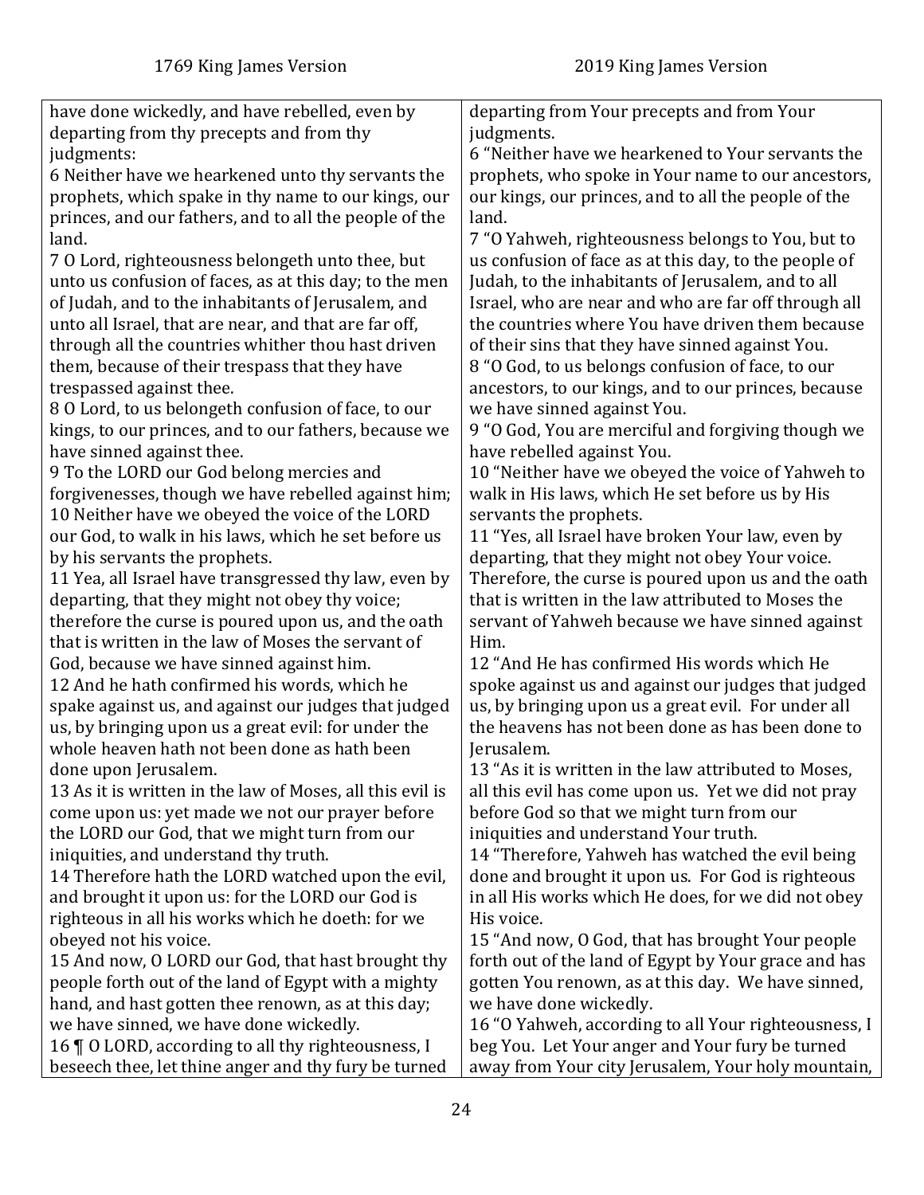| 1769 King James Version | 2019 King James Version |
|---|---|
| have done wickedly, and have rebelled, even by departing from thy precepts and from thy judgments: | departing from Your precepts and from Your judgments. |
| 6 Neither have we hearkened unto thy servants the prophets, which spake in thy name to our kings, our princes, and our fathers, and to all the people of the land. | 6 "Neither have we hearkened to Your servants the prophets, who spoke in Your name to our ancestors, our kings, our princes, and to all the people of the land. |
| 7 O Lord, righteousness belongeth unto thee, but unto us confusion of faces, as at this day; to the men of Judah, and to the inhabitants of Jerusalem, and unto all Israel, that are near, and that are far off, through all the countries whither thou hast driven them, because of their trespass that they have trespassed against thee. | 7 "O Yahweh, righteousness belongs to You, but to us confusion of face as at this day, to the people of Judah, to the inhabitants of Jerusalem, and to all Israel, who are near and who are far off through all the countries where You have driven them because of their sins that they have sinned against You. |
| 8 O Lord, to us belongeth confusion of face, to our kings, to our princes, and to our fathers, because we have sinned against thee. | 8 "O God, to us belongs confusion of face, to our ancestors, to our kings, and to our princes, because we have sinned against You. |
| 9 To the LORD our God belong mercies and forgivenesses, though we have rebelled against him; | 9 "O God, You are merciful and forgiving though we have rebelled against You. |
| 10 Neither have we obeyed the voice of the LORD our God, to walk in his laws, which he set before us by his servants the prophets. | 10 "Neither have we obeyed the voice of Yahweh to walk in His laws, which He set before us by His servants the prophets. |
| 11 Yea, all Israel have transgressed thy law, even by departing, that they might not obey thy voice; therefore the curse is poured upon us, and the oath that is written in the law of Moses the servant of God, because we have sinned against him. | 11 "Yes, all Israel have broken Your law, even by departing, that they might not obey Your voice. Therefore, the curse is poured upon us and the oath that is written in the law attributed to Moses the servant of Yahweh because we have sinned against Him. |
| 12 And he hath confirmed his words, which he spake against us, and against our judges that judged us, by bringing upon us a great evil: for under the whole heaven hath not been done as hath been done upon Jerusalem. | 12 "And He has confirmed His words which He spoke against us and against our judges that judged us, by bringing upon us a great evil. For under all the heavens has not been done as has been done to Jerusalem. |
| 13 As it is written in the law of Moses, all this evil is come upon us: yet made we not our prayer before the LORD our God, that we might turn from our iniquities, and understand thy truth. | 13 "As it is written in the law attributed to Moses, all this evil has come upon us. Yet we did not pray before God so that we might turn from our iniquities and understand Your truth. |
| 14 Therefore hath the LORD watched upon the evil, and brought it upon us: for the LORD our God is righteous in all his works which he doeth: for we obeyed not his voice. | 14 "Therefore, Yahweh has watched the evil being done and brought it upon us. For God is righteous in all His works which He does, for we did not obey His voice. |
| 15 And now, O LORD our God, that hast brought thy people forth out of the land of Egypt with a mighty hand, and hast gotten thee renown, as at this day; we have sinned, we have done wickedly. | 15 "And now, O God, that has brought Your people forth out of the land of Egypt by Your grace and has gotten You renown, as at this day. We have sinned, we have done wickedly. |
| 16 ¶ O LORD, according to all thy righteousness, I beseech thee, let thine anger and thy fury be turned | 16 "O Yahweh, according to all Your righteousness, I beg You. Let Your anger and Your fury be turned away from Your city Jerusalem, Your holy mountain, |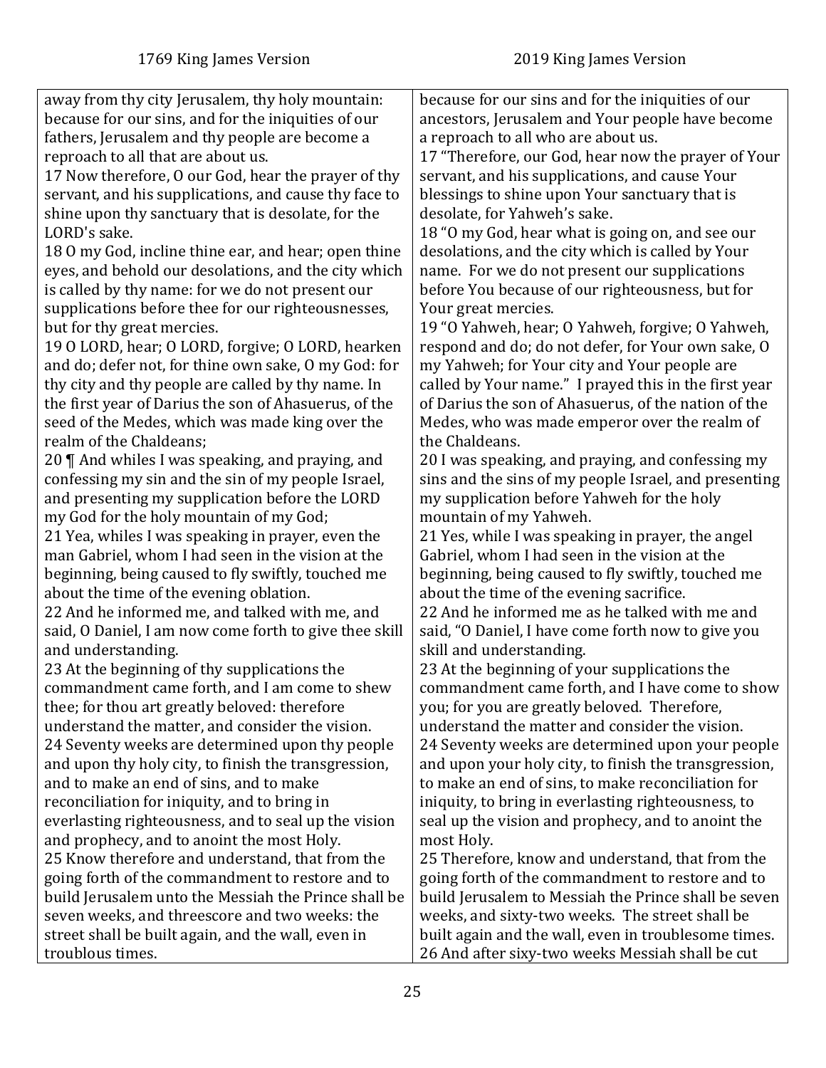| 1769 King James Version | 2019 King James Version |
|---|---|
| away from thy city Jerusalem, thy holy mountain: because for our sins, and for the iniquities of our fathers, Jerusalem and thy people are become a reproach to all that are about us. | because for our sins and for the iniquities of our ancestors, Jerusalem and Your people have become a reproach to all who are about us. |
| 17 Now therefore, O our God, hear the prayer of thy servant, and his supplications, and cause thy face to shine upon thy sanctuary that is desolate, for the LORD's sake. | 17 "Therefore, our God, hear now the prayer of Your servant, and his supplications, and cause Your blessings to shine upon Your sanctuary that is desolate, for Yahweh's sake. |
| 18 O my God, incline thine ear, and hear; open thine eyes, and behold our desolations, and the city which is called by thy name: for we do not present our supplications before thee for our righteousnesses, but for thy great mercies. | 18 "O my God, hear what is going on, and see our desolations, and the city which is called by Your name. For we do not present our supplications before You because of our righteousness, but for Your great mercies. |
| 19 O LORD, hear; O LORD, forgive; O LORD, hearken and do; defer not, for thine own sake, O my God: for thy city and thy people are called by thy name. In the first year of Darius the son of Ahasuerus, of the seed of the Medes, which was made king over the realm of the Chaldeans; | 19 "O Yahweh, hear; O Yahweh, forgive; O Yahweh, respond and do; do not defer, for Your own sake, O my Yahweh; for Your city and Your people are called by Your name." I prayed this in the first year of Darius the son of Ahasuerus, of the nation of the Medes, who was made emperor over the realm of the Chaldeans. |
| 20 ¶ And whiles I was speaking, and praying, and confessing my sin and the sin of my people Israel, and presenting my supplication before the LORD my God for the holy mountain of my God; | 20 I was speaking, and praying, and confessing my sins and the sins of my people Israel, and presenting my supplication before Yahweh for the holy mountain of my Yahweh. |
| 21 Yea, whiles I was speaking in prayer, even the man Gabriel, whom I had seen in the vision at the beginning, being caused to fly swiftly, touched me about the time of the evening oblation. | 21 Yes, while I was speaking in prayer, the angel Gabriel, whom I had seen in the vision at the beginning, being caused to fly swiftly, touched me about the time of the evening sacrifice. |
| 22 And he informed me, and talked with me, and said, O Daniel, I am now come forth to give thee skill and understanding. | 22 And he informed me as he talked with me and said, "O Daniel, I have come forth now to give you skill and understanding. |
| 23 At the beginning of thy supplications the commandment came forth, and I am come to shew thee; for thou art greatly beloved: therefore understand the matter, and consider the vision. | 23 At the beginning of your supplications the commandment came forth, and I have come to show you; for you are greatly beloved. Therefore, understand the matter and consider the vision. |
| 24 Seventy weeks are determined upon thy people and upon thy holy city, to finish the transgression, and to make an end of sins, and to make reconciliation for iniquity, and to bring in everlasting righteousness, and to seal up the vision and prophecy, and to anoint the most Holy. | 24 Seventy weeks are determined upon your people and upon your holy city, to finish the transgression, to make an end of sins, to make reconciliation for iniquity, to bring in everlasting righteousness, to seal up the vision and prophecy, and to anoint the most Holy. |
| 25 Know therefore and understand, that from the going forth of the commandment to restore and to build Jerusalem unto the Messiah the Prince shall be seven weeks, and threescore and two weeks: the street shall be built again, and the wall, even in troublous times. | 25 Therefore, know and understand, that from the going forth of the commandment to restore and to build Jerusalem to Messiah the Prince shall be seven weeks, and sixty-two weeks. The street shall be built again and the wall, even in troublesome times. |
| | 26 And after sixy-two weeks Messiah shall be cut |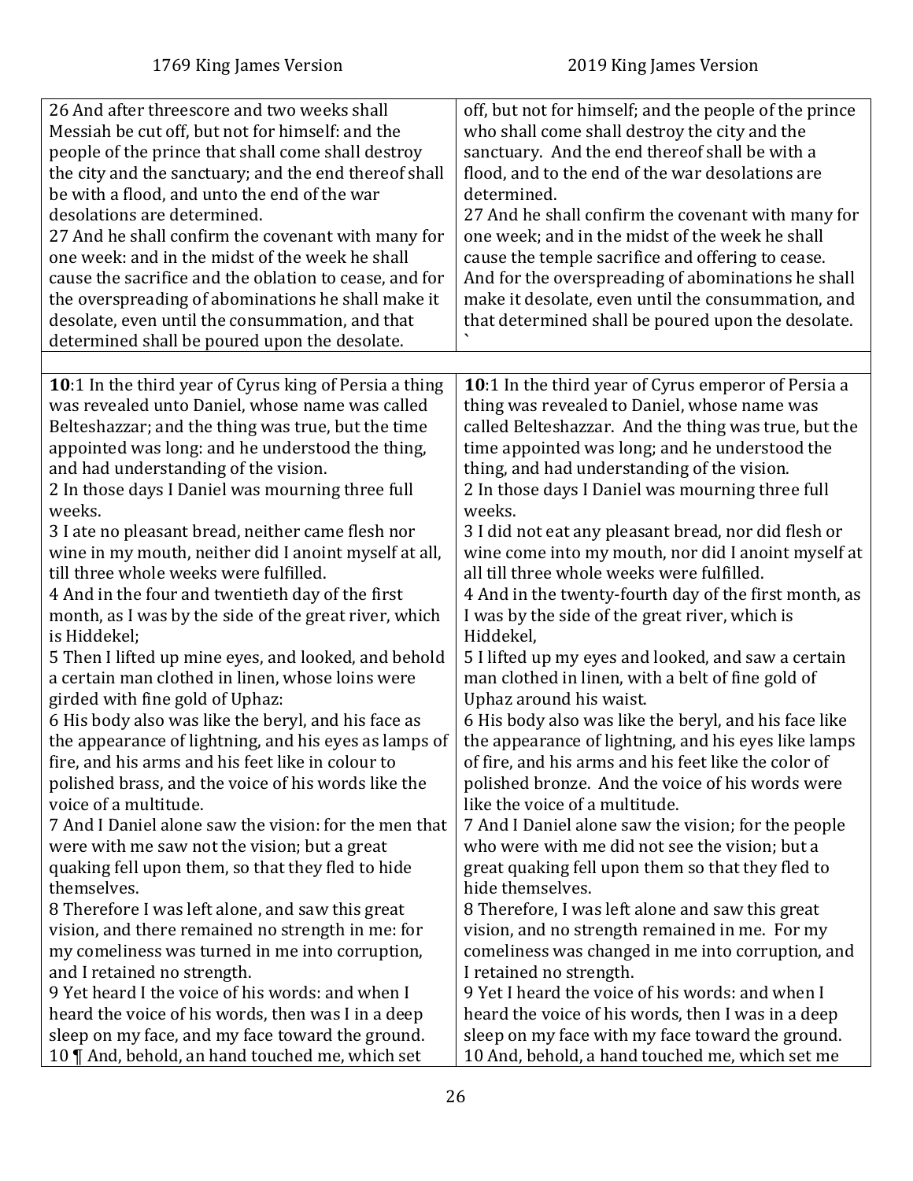| 1769 King James Version | 2019 King James Version |
|---|---|
| 26 And after threescore and two weeks shall Messiah be cut off, but not for himself: and the people of the prince that shall come shall destroy the city and the sanctuary; and the end thereof shall be with a flood, and unto the end of the war desolations are determined.<br>27 And he shall confirm the covenant with many for one week: and in the midst of the week he shall cause the sacrifice and the oblation to cease, and for the overspreading of abominations he shall make it desolate, even until the consummation, and that determined shall be poured upon the desolate. | off, but not for himself; and the people of the prince who shall come shall destroy the city and the sanctuary. And the end thereof shall be with a flood, and to the end of the war desolations are determined.<br>27 And he shall confirm the covenant with many for one week; and in the midst of the week he shall cause the temple sacrifice and offering to cease. And for the overspreading of abominations he shall make it desolate, even until the consummation, and that determined shall be poured upon the desolate. ` |
| | |
| **10**:1 In the third year of Cyrus king of Persia a thing was revealed unto Daniel, whose name was called Belteshazzar; and the thing was true, but the time appointed was long: and he understood the thing, and had understanding of the vision.<br>2 In those days I Daniel was mourning three full weeks.<br>3 I ate no pleasant bread, neither came flesh nor wine in my mouth, neither did I anoint myself at all, till three whole weeks were fulfilled.<br>4 And in the four and twentieth day of the first month, as I was by the side of the great river, which is Hiddekel;<br>5 Then I lifted up mine eyes, and looked, and behold a certain man clothed in linen, whose loins were girded with fine gold of Uphaz:<br>6 His body also was like the beryl, and his face as the appearance of lightning, and his eyes as lamps of fire, and his arms and his feet like in colour to polished brass, and the voice of his words like the voice of a multitude.<br>7 And I Daniel alone saw the vision: for the men that were with me saw not the vision; but a great quaking fell upon them, so that they fled to hide themselves.<br>8 Therefore I was left alone, and saw this great vision, and there remained no strength in me: for my comeliness was turned in me into corruption, and I retained no strength.<br>9 Yet heard I the voice of his words: and when I heard the voice of his words, then was I in a deep sleep on my face, and my face toward the ground.<br>10 ¶ And, behold, an hand touched me, which set | **10**:1 In the third year of Cyrus emperor of Persia a thing was revealed to Daniel, whose name was called Belteshazzar. And the thing was true, but the time appointed was long; and he understood the thing, and had understanding of the vision.<br>2 In those days I Daniel was mourning three full weeks.<br>3 I did not eat any pleasant bread, nor did flesh or wine come into my mouth, nor did I anoint myself at all till three whole weeks were fulfilled.<br>4 And in the twenty-fourth day of the first month, as I was by the side of the great river, which is Hiddekel,<br>5 I lifted up my eyes and looked, and saw a certain man clothed in linen, with a belt of fine gold of Uphaz around his waist.<br>6 His body also was like the beryl, and his face like the appearance of lightning, and his eyes like lamps of fire, and his arms and his feet like the color of polished bronze. And the voice of his words were like the voice of a multitude.<br>7 And I Daniel alone saw the vision; for the people who were with me did not see the vision; but a great quaking fell upon them so that they fled to hide themselves.<br>8 Therefore, I was left alone and saw this great vision, and no strength remained in me. For my comeliness was changed in me into corruption, and I retained no strength.<br>9 Yet I heard the voice of his words: and when I heard the voice of his words, then I was in a deep sleep on my face with my face toward the ground.<br>10 And, behold, a hand touched me, which set me |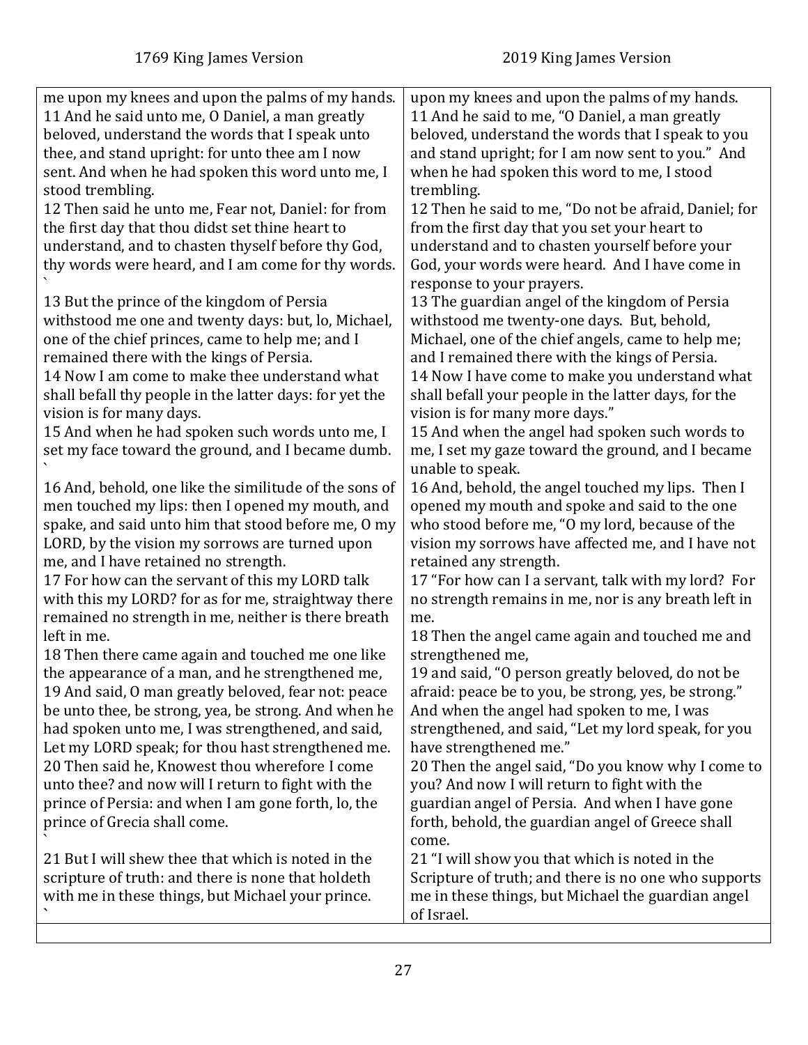| 1769 King James Version | 2019 King James Version |
|---|---|
| me upon my knees and upon the palms of my hands.<br>11 And he said unto me, O Daniel, a man greatly beloved, understand the words that I speak unto thee, and stand upright: for unto thee am I now sent. And when he had spoken this word unto me, I stood trembling.<br>12 Then said he unto me, Fear not, Daniel: for from the first day that thou didst set thine heart to understand, and to chasten thyself before thy God, thy words were heard, and I am come for thy words.<br>`<br>13 But the prince of the kingdom of Persia withstood me one and twenty days: but, lo, Michael, one of the chief princes, came to help me; and I remained there with the kings of Persia.<br>14 Now I am come to make thee understand what shall befall thy people in the latter days: for yet the vision is for many days.<br>15 And when he had spoken such words unto me, I set my face toward the ground, and I became dumb.<br>`<br>16 And, behold, one like the similitude of the sons of men touched my lips: then I opened my mouth, and spake, and said unto him that stood before me, O my LORD, by the vision my sorrows are turned upon me, and I have retained no strength.<br>17 For how can the servant of this my LORD talk with this my LORD? for as for me, straightway there remained no strength in me, neither is there breath left in me.<br>18 Then there came again and touched me one like the appearance of a man, and he strengthened me,<br>19 And said, O man greatly beloved, fear not: peace be unto thee, be strong, yea, be strong. And when he had spoken unto me, I was strengthened, and said, Let my LORD speak; for thou hast strengthened me.<br>20 Then said he, Knowest thou wherefore I come unto thee? and now will I return to fight with the prince of Persia: and when I am gone forth, lo, the prince of Grecia shall come.<br>`<br>21 But I will shew thee that which is noted in the scripture of truth: and there is none that holdeth with me in these things, but Michael your prince.<br>` | upon my knees and upon the palms of my hands.<br>11 And he said to me, "O Daniel, a man greatly beloved, understand the words that I speak to you and stand upright; for I am now sent to you." And when he had spoken this word to me, I stood trembling.<br>12 Then he said to me, "Do not be afraid, Daniel; for from the first day that you set your heart to understand and to chasten yourself before your God, your words were heard. And I have come in response to your prayers.<br>13 The guardian angel of the kingdom of Persia withstood me twenty-one days. But, behold, Michael, one of the chief angels, came to help me; and I remained there with the kings of Persia.<br>14 Now I have come to make you understand what shall befall your people in the latter days, for the vision is for many more days."<br>15 And when the angel had spoken such words to me, I set my gaze toward the ground, and I became unable to speak.<br>16 And, behold, the angel touched my lips. Then I opened my mouth and spoke and said to the one who stood before me, "O my lord, because of the vision my sorrows have affected me, and I have not retained any strength.<br>17 "For how can I a servant, talk with my lord? For no strength remains in me, nor is any breath left in me.<br>18 Then the angel came again and touched me and strengthened me,<br>19 and said, "O person greatly beloved, do not be afraid: peace be to you, be strong, yes, be strong." And when the angel had spoken to me, I was strengthened, and said, "Let my lord speak, for you have strengthened me."<br>20 Then the angel said, "Do you know why I come to you? And now I will return to fight with the guardian angel of Persia. And when I have gone forth, behold, the guardian angel of Greece shall come.<br>21 "I will show you that which is noted in the Scripture of truth; and there is no one who supports me in these things, but Michael the guardian angel of Israel. |
| | |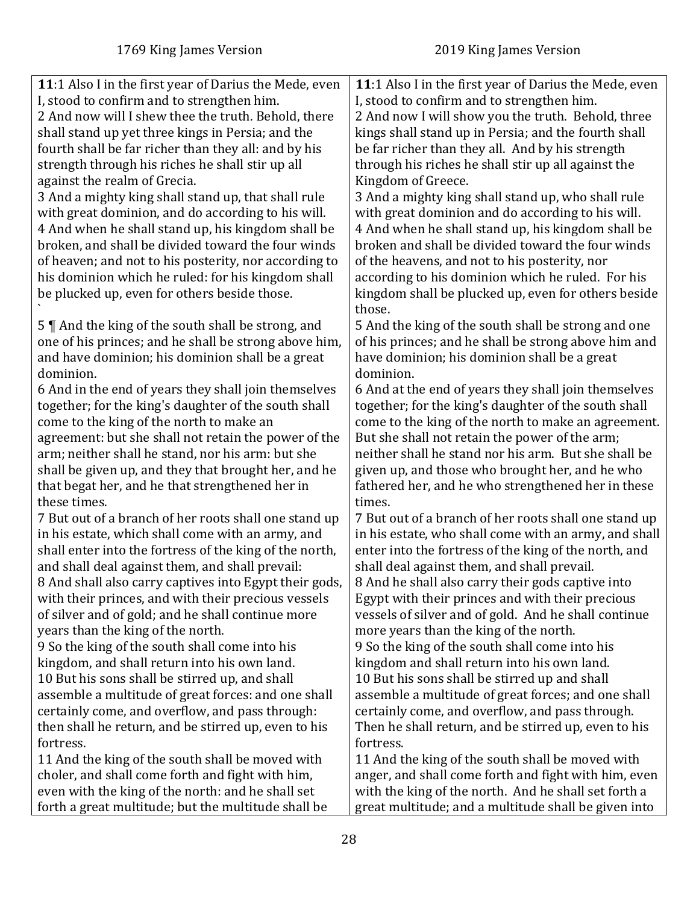| 1769 King James Version | 2019 King James Version |
|---|---|
| **11**:1 Also I in the first year of Darius the Mede, even I, stood to confirm and to strengthen him. | **11**:1 Also I in the first year of Darius the Mede, even I, stood to confirm and to strengthen him. |
| 2 And now will I shew thee the truth. Behold, there shall stand up yet three kings in Persia; and the fourth shall be far richer than they all: and by his strength through his riches he shall stir up all against the realm of Grecia. | 2 And now I will show you the truth. Behold, three kings shall stand up in Persia; and the fourth shall be far richer than they all. And by his strength through his riches he shall stir up all against the Kingdom of Greece. |
| 3 And a mighty king shall stand up, that shall rule with great dominion, and do according to his will. | 3 And a mighty king shall stand up, who shall rule with great dominion and do according to his will. |
| 4 And when he shall stand up, his kingdom shall be broken, and shall be divided toward the four winds of heaven; and not to his posterity, nor according to his dominion which he ruled: for his kingdom shall be plucked up, even for others beside those. ` | 4 And when he shall stand up, his kingdom shall be broken and shall be divided toward the four winds of the heavens, and not to his posterity, nor according to his dominion which he ruled. For his kingdom shall be plucked up, even for others beside those. |
| 5 ¶ And the king of the south shall be strong, and one of his princes; and he shall be strong above him, and have dominion; his dominion shall be a great dominion. | 5 And the king of the south shall be strong and one of his princes; and he shall be strong above him and have dominion; his dominion shall be a great dominion. |
| 6 And in the end of years they shall join themselves together; for the king's daughter of the south shall come to the king of the north to make an agreement: but she shall not retain the power of the arm; neither shall he stand, nor his arm: but she shall be given up, and they that brought her, and he that begat her, and he that strengthened her in these times. | 6 And at the end of years they shall join themselves together; for the king's daughter of the south shall come to the king of the north to make an agreement. But she shall not retain the power of the arm; neither shall he stand nor his arm. But she shall be given up, and those who brought her, and he who fathered her, and he who strengthened her in these times. |
| 7 But out of a branch of her roots shall one stand up in his estate, which shall come with an army, and shall enter into the fortress of the king of the north, and shall deal against them, and shall prevail: | 7 But out of a branch of her roots shall one stand up in his estate, who shall come with an army, and shall enter into the fortress of the king of the north, and shall deal against them, and shall prevail. |
| 8 And shall also carry captives into Egypt their gods, with their princes, and with their precious vessels of silver and of gold; and he shall continue more years than the king of the north. | 8 And he shall also carry their gods captive into Egypt with their princes and with their precious vessels of silver and of gold. And he shall continue more years than the king of the north. |
| 9 So the king of the south shall come into his kingdom, and shall return into his own land. | 9 So the king of the south shall come into his kingdom and shall return into his own land. |
| 10 But his sons shall be stirred up, and shall assemble a multitude of great forces: and one shall certainly come, and overflow, and pass through: then shall he return, and be stirred up, even to his fortress. | 10 But his sons shall be stirred up and shall assemble a multitude of great forces; and one shall certainly come, and overflow, and pass through. Then he shall return, and be stirred up, even to his fortress. |
| 11 And the king of the south shall be moved with choler, and shall come forth and fight with him, even with the king of the north: and he shall set forth a great multitude; but the multitude shall be | 11 And the king of the south shall be moved with anger, and shall come forth and fight with him, even with the king of the north. And he shall set forth a great multitude; and a multitude shall be given into |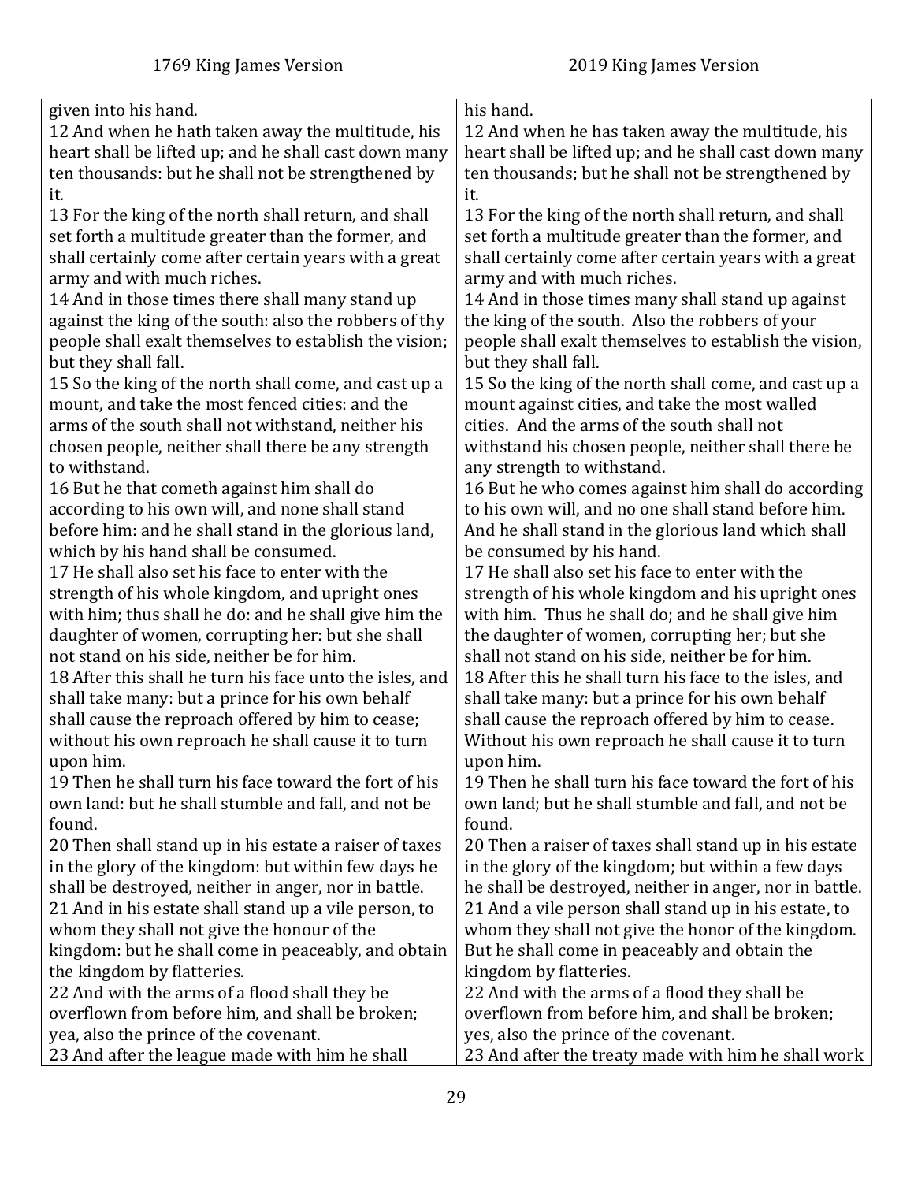| 1769 King James Version | 2019 King James Version |
|---|---|
| given into his hand. | his hand. |
| 12 And when he hath taken away the multitude, his heart shall be lifted up; and he shall cast down many ten thousands: but he shall not be strengthened by it. | 12 And when he has taken away the multitude, his heart shall be lifted up; and he shall cast down many ten thousands; but he shall not be strengthened by it. |
| 13 For the king of the north shall return, and shall set forth a multitude greater than the former, and shall certainly come after certain years with a great army and with much riches. | 13 For the king of the north shall return, and shall set forth a multitude greater than the former, and shall certainly come after certain years with a great army and with much riches. |
| 14 And in those times there shall many stand up against the king of the south: also the robbers of thy people shall exalt themselves to establish the vision; but they shall fall. | 14 And in those times many shall stand up against the king of the south. Also the robbers of your people shall exalt themselves to establish the vision, but they shall fall. |
| 15 So the king of the north shall come, and cast up a mount, and take the most fenced cities: and the arms of the south shall not withstand, neither his chosen people, neither shall there be any strength to withstand. | 15 So the king of the north shall come, and cast up a mount against cities, and take the most walled cities. And the arms of the south shall not withstand his chosen people, neither shall there be any strength to withstand. |
| 16 But he that cometh against him shall do according to his own will, and none shall stand before him: and he shall stand in the glorious land, which by his hand shall be consumed. | 16 But he who comes against him shall do according to his own will, and no one shall stand before him. And he shall stand in the glorious land which shall be consumed by his hand. |
| 17 He shall also set his face to enter with the strength of his whole kingdom, and upright ones with him; thus shall he do: and he shall give him the daughter of women, corrupting her: but she shall not stand on his side, neither be for him. | 17 He shall also set his face to enter with the strength of his whole kingdom and his upright ones with him. Thus he shall do; and he shall give him the daughter of women, corrupting her; but she shall not stand on his side, neither be for him. |
| 18 After this shall he turn his face unto the isles, and shall take many: but a prince for his own behalf shall cause the reproach offered by him to cease; without his own reproach he shall cause it to turn upon him. | 18 After this he shall turn his face to the isles, and shall take many: but a prince for his own behalf shall cause the reproach offered by him to cease. Without his own reproach he shall cause it to turn upon him. |
| 19 Then he shall turn his face toward the fort of his own land: but he shall stumble and fall, and not be found. | 19 Then he shall turn his face toward the fort of his own land; but he shall stumble and fall, and not be found. |
| 20 Then shall stand up in his estate a raiser of taxes in the glory of the kingdom: but within few days he shall be destroyed, neither in anger, nor in battle. | 20 Then a raiser of taxes shall stand up in his estate in the glory of the kingdom; but within a few days he shall be destroyed, neither in anger, nor in battle. |
| 21 And in his estate shall stand up a vile person, to whom they shall not give the honour of the kingdom: but he shall come in peaceably, and obtain the kingdom by flatteries. | 21 And a vile person shall stand up in his estate, to whom they shall not give the honor of the kingdom. But he shall come in peaceably and obtain the kingdom by flatteries. |
| 22 And with the arms of a flood shall they be overflown from before him, and shall be broken; yea, also the prince of the covenant. | 22 And with the arms of a flood they shall be overflown from before him, and shall be broken; yes, also the prince of the covenant. |
| 23 And after the league made with him he shall | 23 And after the treaty made with him he shall work |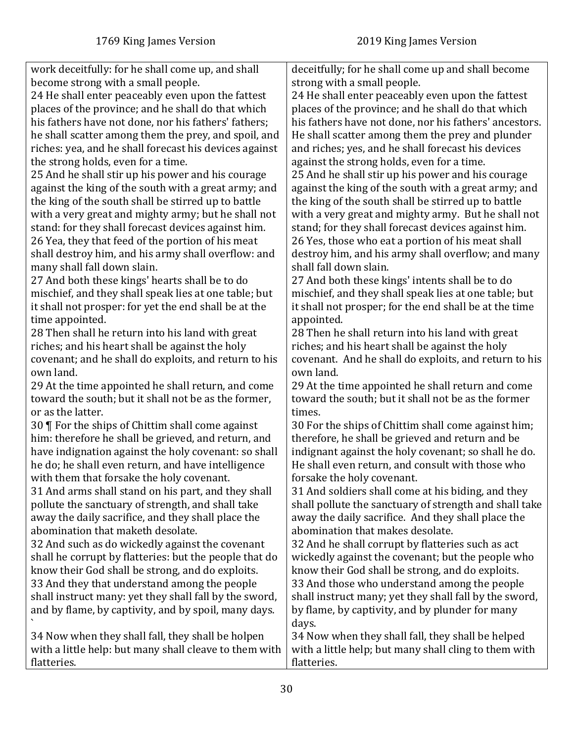| 1769 King James Version | 2019 King James Version |
|---|---|
| work deceitfully: for he shall come up, and shall become strong with a small people. | deceitfully; for he shall come up and shall become strong with a small people. |
| 24 He shall enter peaceably even upon the fattest places of the province; and he shall do that which his fathers have not done, nor his fathers' fathers; he shall scatter among them the prey, and spoil, and riches: yea, and he shall forecast his devices against the strong holds, even for a time. | 24 He shall enter peaceably even upon the fattest places of the province; and he shall do that which his fathers have not done, nor his fathers' ancestors. He shall scatter among them the prey and plunder and riches; yes, and he shall forecast his devices against the strong holds, even for a time. |
| 25 And he shall stir up his power and his courage against the king of the south with a great army; and the king of the south shall be stirred up to battle with a very great and mighty army; but he shall not stand: for they shall forecast devices against him. | 25 And he shall stir up his power and his courage against the king of the south with a great army; and the king of the south shall be stirred up to battle with a very great and mighty army. But he shall not stand; for they shall forecast devices against him. |
| 26 Yea, they that feed of the portion of his meat shall destroy him, and his army shall overflow: and many shall fall down slain. | 26 Yes, those who eat a portion of his meat shall destroy him, and his army shall overflow; and many shall fall down slain. |
| 27 And both these kings' hearts shall be to do mischief, and they shall speak lies at one table; but it shall not prosper: for yet the end shall be at the time appointed. | 27 And both these kings' intents shall be to do mischief, and they shall speak lies at one table; but it shall not prosper; for the end shall be at the time appointed. |
| 28 Then shall he return into his land with great riches; and his heart shall be against the holy covenant; and he shall do exploits, and return to his own land. | 28 Then he shall return into his land with great riches; and his heart shall be against the holy covenant. And he shall do exploits, and return to his own land. |
| 29 At the time appointed he shall return, and come toward the south; but it shall not be as the former, or as the latter. | 29 At the time appointed he shall return and come toward the south; but it shall not be as the former times. |
| 30 ¶ For the ships of Chittim shall come against him: therefore he shall be grieved, and return, and have indignation against the holy covenant: so shall he do; he shall even return, and have intelligence with them that forsake the holy covenant. | 30 For the ships of Chittim shall come against him; therefore, he shall be grieved and return and be indignant against the holy covenant; so shall he do. He shall even return, and consult with those who forsake the holy covenant. |
| 31 And arms shall stand on his part, and they shall pollute the sanctuary of strength, and shall take away the daily sacrifice, and they shall place the abomination that maketh desolate. | 31 And soldiers shall come at his biding, and they shall pollute the sanctuary of strength and shall take away the daily sacrifice. And they shall place the abomination that makes desolate. |
| 32 And such as do wickedly against the covenant shall he corrupt by flatteries: but the people that do know their God shall be strong, and do exploits. | 32 And he shall corrupt by flatteries such as act wickedly against the covenant; but the people who know their God shall be strong, and do exploits. |
| 33 And they that understand among the people shall instruct many: yet they shall fall by the sword, and by flame, by captivity, and by spoil, many days. ` | 33 And those who understand among the people shall instruct many; yet they shall fall by the sword, by flame, by captivity, and by plunder for many days. |
| 34 Now when they shall fall, they shall be holpen with a little help: but many shall cleave to them with flatteries. | 34 Now when they shall fall, they shall be helped with a little help; but many shall cling to them with flatteries. |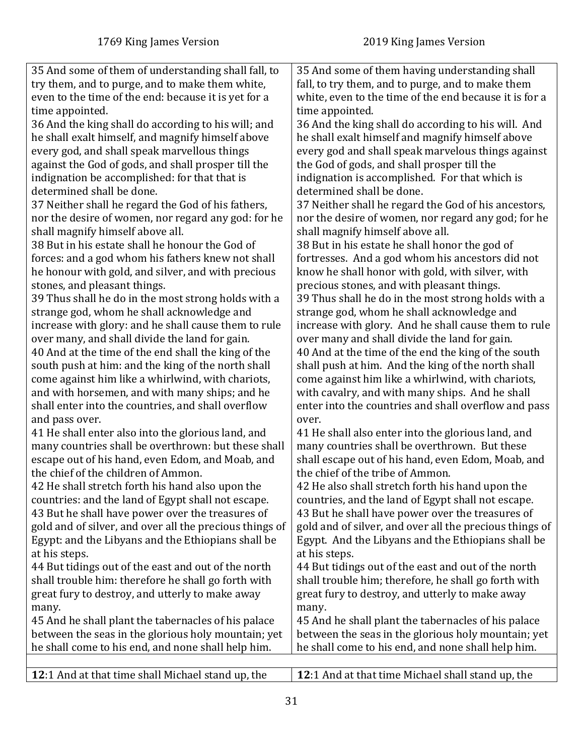| 1769 King James Version | 2019 King James Version |
| --- | --- |
| 35 And some of them of understanding shall fall, to try them, and to purge, and to make them white, even to the time of the end: because it is yet for a time appointed. 36 And the king shall do according to his will; and he shall exalt himself, and magnify himself above every god, and shall speak marvellous things against the God of gods, and shall prosper till the indignation be accomplished: for that that is determined shall be done. 37 Neither shall he regard the God of his fathers, nor the desire of women, nor regard any god: for he shall magnify himself above all. 38 But in his estate shall he honour the God of forces: and a god whom his fathers knew not shall he honour with gold, and silver, and with precious stones, and pleasant things. 39 Thus shall he do in the most strong holds with a strange god, whom he shall acknowledge and increase with glory: and he shall cause them to rule over many, and shall divide the land for gain. 40 And at the time of the end shall the king of the south push at him: and the king of the north shall come against him like a whirlwind, with chariots, and with horsemen, and with many ships; and he shall enter into the countries, and shall overflow and pass over. 41 He shall enter also into the glorious land, and many countries shall be overthrown: but these shall escape out of his hand, even Edom, and Moab, and the chief of the children of Ammon. 42 He shall stretch forth his hand also upon the countries: and the land of Egypt shall not escape. 43 But he shall have power over the treasures of gold and of silver, and over all the precious things of Egypt: and the Libyans and the Ethiopians shall be at his steps. 44 But tidings out of the east and out of the north shall trouble him: therefore he shall go forth with great fury to destroy, and utterly to make away many. 45 And he shall plant the tabernacles of his palace between the seas in the glorious holy mountain; yet he shall come to his end, and none shall help him. | 35 And some of them having understanding shall fall, to try them, and to purge, and to make them white, even to the time of the end because it is for a time appointed. 36 And the king shall do according to his will. And he shall exalt himself and magnify himself above every god and shall speak marvelous things against the God of gods, and shall prosper till the indignation is accomplished. For that which is determined shall be done. 37 Neither shall he regard the God of his ancestors, nor the desire of women, nor regard any god; for he shall magnify himself above all. 38 But in his estate he shall honor the god of fortresses. And a god whom his ancestors did not know he shall honor with gold, with silver, with precious stones, and with pleasant things. 39 Thus shall he do in the most strong holds with a strange god, whom he shall acknowledge and increase with glory. And he shall cause them to rule over many and shall divide the land for gain. 40 And at the time of the end the king of the south shall push at him. And the king of the north shall come against him like a whirlwind, with chariots, with cavalry, and with many ships. And he shall enter into the countries and shall overflow and pass over. 41 He shall also enter into the glorious land, and many countries shall be overthrown. But these shall escape out of his hand, even Edom, Moab, and the chief of the tribe of Ammon. 42 He also shall stretch forth his hand upon the countries, and the land of Egypt shall not escape. 43 But he shall have power over the treasures of gold and of silver, and over all the precious things of Egypt. And the Libyans and the Ethiopians shall be at his steps. 44 But tidings out of the east and out of the north shall trouble him; therefore, he shall go forth with great fury to destroy, and utterly to make away many. 45 And he shall plant the tabernacles of his palace between the seas in the glorious holy mountain; yet he shall come to his end, and none shall help him. |
| | |
| **12**:1 And at that time shall Michael stand up, the | **12**:1 And at that time Michael shall stand up, the |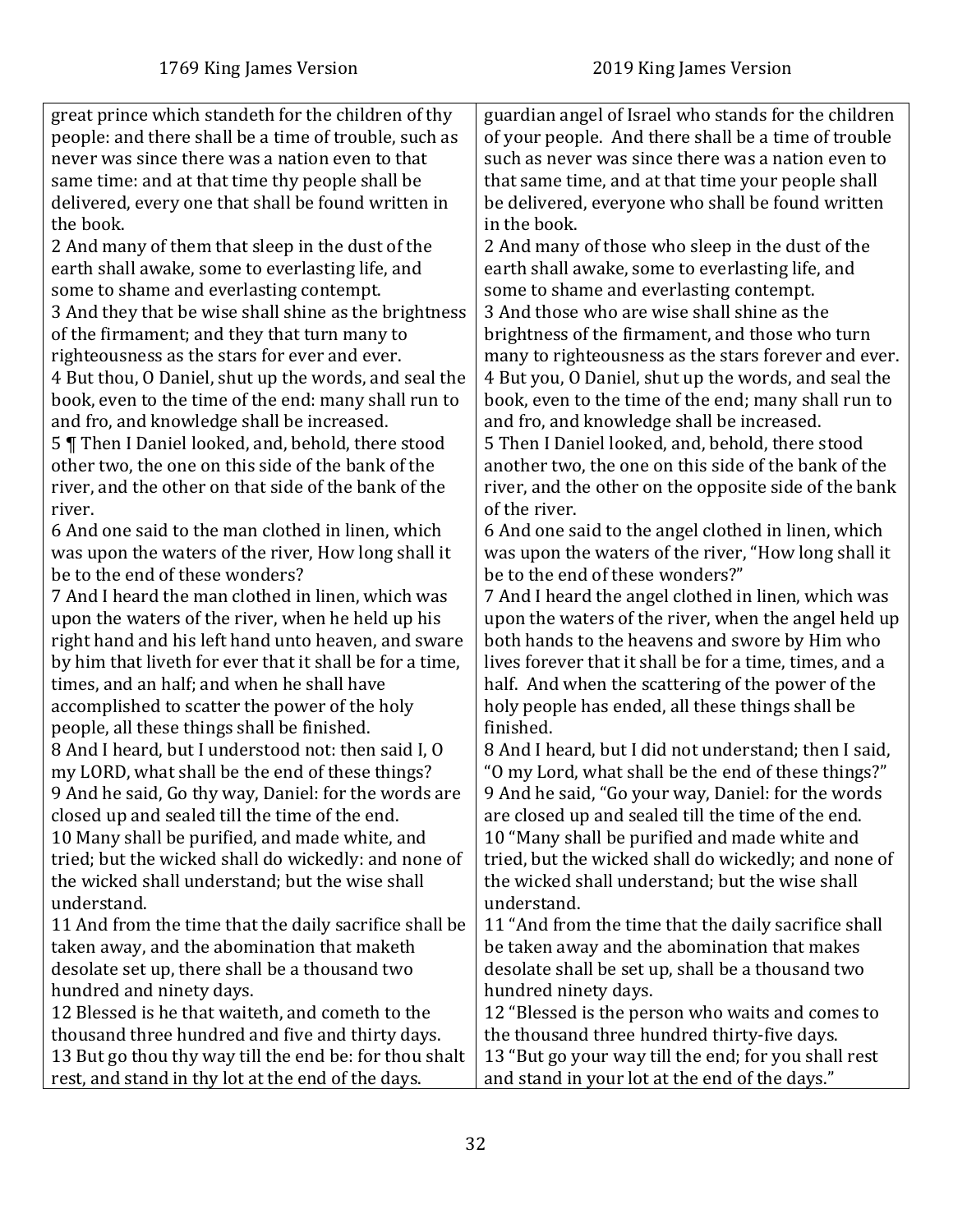| 1769 King James Version | 2019 King James Version |
|---|---|
| great prince which standeth for the children of thy people: and there shall be a time of trouble, such as never was since there was a nation even to that same time: and at that time thy people shall be delivered, every one that shall be found written in the book. | guardian angel of Israel who stands for the children of your people. And there shall be a time of trouble such as never was since there was a nation even to that same time, and at that time your people shall be delivered, everyone who shall be found written in the book. |
| 2 And many of them that sleep in the dust of the earth shall awake, some to everlasting life, and some to shame and everlasting contempt. | 2 And many of those who sleep in the dust of the earth shall awake, some to everlasting life, and some to shame and everlasting contempt. |
| 3 And they that be wise shall shine as the brightness of the firmament; and they that turn many to righteousness as the stars for ever and ever. | 3 And those who are wise shall shine as the brightness of the firmament, and those who turn many to righteousness as the stars forever and ever. |
| 4 But thou, O Daniel, shut up the words, and seal the book, even to the time of the end: many shall run to and fro, and knowledge shall be increased. | 4 But you, O Daniel, shut up the words, and seal the book, even to the time of the end; many shall run to and fro, and knowledge shall be increased. |
| 5 ¶ Then I Daniel looked, and, behold, there stood other two, the one on this side of the bank of the river, and the other on that side of the bank of the river. | 5 Then I Daniel looked, and, behold, there stood another two, the one on this side of the bank of the river, and the other on the opposite side of the bank of the river. |
| 6 And one said to the man clothed in linen, which was upon the waters of the river, How long shall it be to the end of these wonders? | 6 And one said to the angel clothed in linen, which was upon the waters of the river, "How long shall it be to the end of these wonders?" |
| 7 And I heard the man clothed in linen, which was upon the waters of the river, when he held up his right hand and his left hand unto heaven, and sware by him that liveth for ever that it shall be for a time, times, and an half; and when he shall have accomplished to scatter the power of the holy people, all these things shall be finished. | 7 And I heard the angel clothed in linen, which was upon the waters of the river, when the angel held up both hands to the heavens and swore by Him who lives forever that it shall be for a time, times, and a half. And when the scattering of the power of the holy people has ended, all these things shall be finished. |
| 8 And I heard, but I understood not: then said I, O my LORD, what shall be the end of these things? | 8 And I heard, but I did not understand; then I said, "O my Lord, what shall be the end of these things?" |
| 9 And he said, Go thy way, Daniel: for the words are closed up and sealed till the time of the end. | 9 And he said, "Go your way, Daniel: for the words are closed up and sealed till the time of the end. |
| 10 Many shall be purified, and made white, and tried; but the wicked shall do wickedly: and none of the wicked shall understand; but the wise shall understand. | 10 "Many shall be purified and made white and tried, but the wicked shall do wickedly; and none of the wicked shall understand; but the wise shall understand. |
| 11 And from the time that the daily sacrifice shall be taken away, and the abomination that maketh desolate set up, there shall be a thousand two hundred and ninety days. | 11 "And from the time that the daily sacrifice shall be taken away and the abomination that makes desolate shall be set up, shall be a thousand two hundred ninety days. |
| 12 Blessed is he that waiteth, and cometh to the thousand three hundred and five and thirty days. | 12 "Blessed is the person who waits and comes to the thousand three hundred thirty-five days. |
| 13 But go thou thy way till the end be: for thou shalt rest, and stand in thy lot at the end of the days. | 13 "But go your way till the end; for you shall rest and stand in your lot at the end of the days." |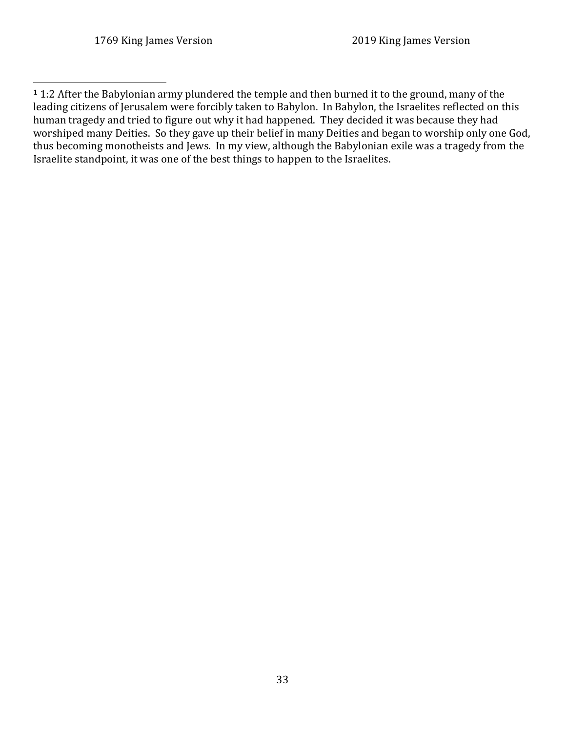[1] 1:2 After the Babylonian army plundered the temple and then burned it to the ground, many of the leading citizens of Jerusalem were forcibly taken to Babylon. In Babylon, the Israelites reflected on this human tragedy and tried to figure out why it had happened. They decided it was because they had worshiped many Deities. So they gave up their belief in many Deities and began to worship only one God, thus becoming monotheists and Jews. In my view, although the Babylonian exile was a tragedy from the Israelite standpoint, it was one of the best things to happen to the Israelites.